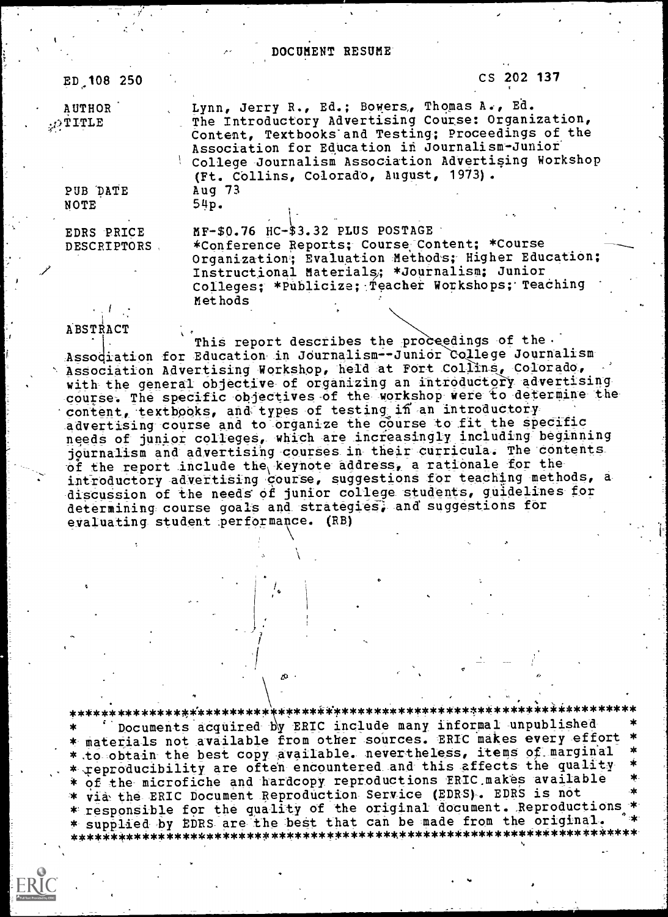# DOCUMENT RESUME

ED 108 250 CS 202 137

| | |
|---|---|
| AUTHOR | Lynn, Jerry R., Ed.; Bowers, Thomas A., Ed. |
| TITLE | The Introductory Advertising Course: Organization, Content, Textbooks and Testing; Proceedings of the Association for Education in Journalism-Junior College Journalism Association Advertising Workshop (Ft. Collins, Colorado, August, 1973). |
| PUB DATE | Aug 73 |
| NOTE | 54p. |
| EDRS PRICE | MF-$0.76 HC-$3.32 PLUS POSTAGE |
| DESCRIPTORS | *Conference Reports; Course Content; *Course Organization; Evaluation Methods; Higher Education; Instructional Materials; *Journalism; Junior Colleges; *Publicize; Teacher Workshops; Teaching Methods |

ABSTRACT

This report describes the proceedings of the Association for Education in Journalism--Junior College Journalism Association Advertising Workshop, held at Fort Collins, Colorado, with the general objective of organizing an introductory advertising course. The specific objectives of the workshop were to determine the content, textbooks, and types of testing in an introductory advertising course and to organize the course to fit the specific needs of junior colleges, which are increasingly including beginning journalism and advertising courses in their curricula. The contents of the report include the keynote address, a rationale for the introductory advertising course, suggestions for teaching methods, a discussion of the needs of junior college students, guidelines for determining course goals and strategies, and suggestions for evaluating student performance. (RB)

***********************************************************************
* Documents acquired by ERIC include many informal unpublished *
* materials not available from other sources. ERIC makes every effort *
* to obtain the best copy available. nevertheless, items of marginal *
* reproducibility are often encountered and this affects the quality *
* of the microfiche and hardcopy reproductions ERIC makes available *
* via the ERIC Document Reproduction Service (EDRS). EDRS is not *
* responsible for the quality of the original document. Reproductions *
* supplied by EDRS are the best that can be made from the original. *
***********************************************************************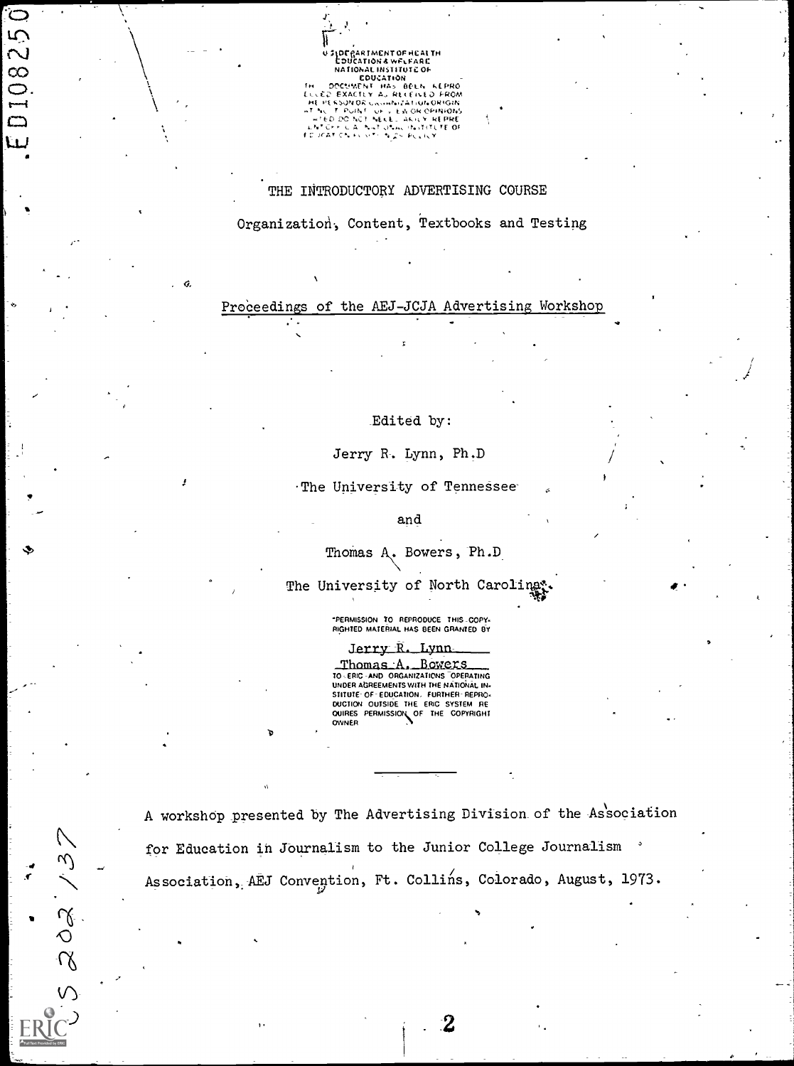U.S. DEPARTMENT OF HEALTH
EDUCATION & WELFARE
NATIONAL INSTITUTE OF
EDUCATION
THIS DOCUMENT HAS BEEN REPRODUCED EXACTLY AS RECEIVED FROM THE PERSON OR ORGANIZATION ORIGINATING IT. POINTS OF VIEW OR OPINIONS STATED DO NOT NECESSARILY REPRESENT OFFICIAL NATIONAL INSTITUTE OF EDUCATION POSITION OR POLICY

ED108250

# THE INTRODUCTORY ADVERTISING COURSE

## Organization, Content, Textbooks and Testing

Proceedings of the AEJ-JCJA Advertising Workshop

Edited by:

Jerry R. Lynn, Ph.D

The University of Tennessee

and

Thomas A. Bowers, Ph.D

The University of North Carolina

"PERMISSION TO REPRODUCE THIS COPYRIGHTED MATERIAL HAS BEEN GRANTED BY

Jerry R. Lynn

Thomas A. Bowers

TO ERIC AND ORGANIZATIONS OPERATING UNDER AGREEMENTS WITH THE NATIONAL INSTITUTE OF EDUCATION. FURTHER REPRODUCTION OUTSIDE THE ERIC SYSTEM REQUIRES PERMISSION OF THE COPYRIGHT OWNER

---

A workshop presented by The Advertising Division of the Association for Education in Journalism to the Junior College Journalism Association, AEJ Convention, Ft. Collins, Colorado, August, 1973.

CS 202 137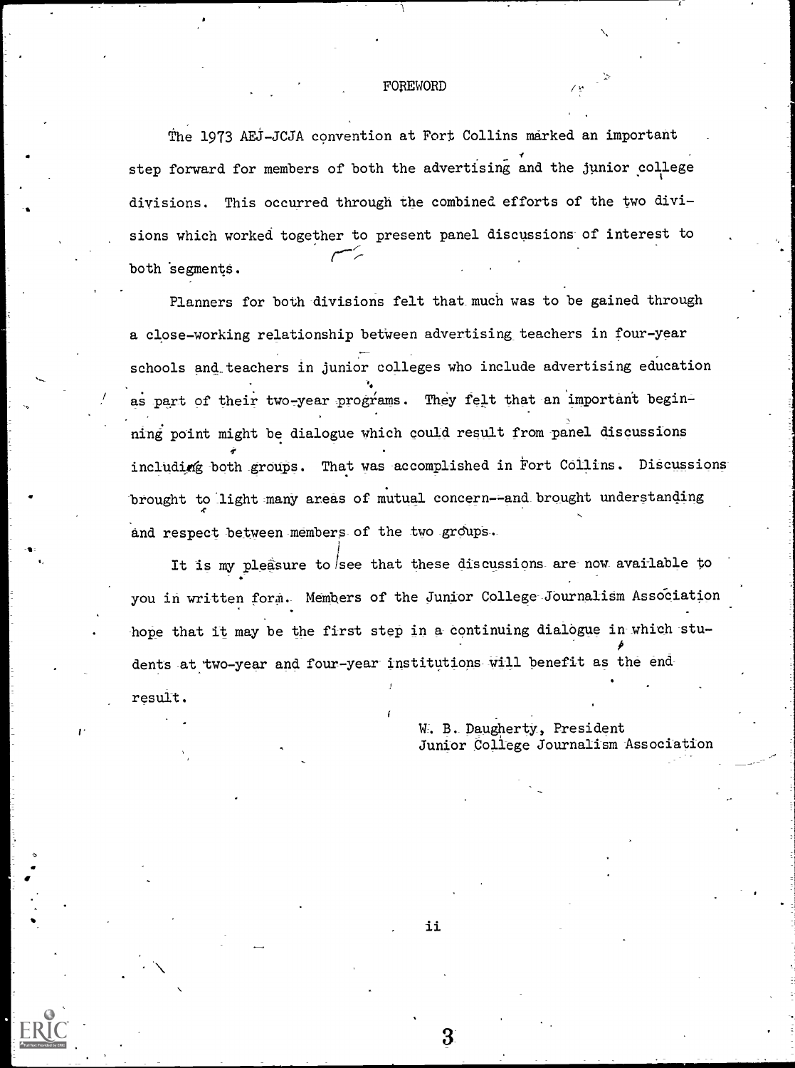# FOREWORD

The 1973 AEJ-JCJA convention at Fort Collins marked an important step forward for members of both the advertising and the junior college divisions. This occurred through the combined efforts of the two divisions which worked together to present panel discussions of interest to both segments.

Planners for both divisions felt that much was to be gained through a close-working relationship between advertising teachers in four-year schools and teachers in junior colleges who include advertising education as part of their two-year programs. They felt that an important beginning point might be dialogue which could result from panel discussions including both groups. That was accomplished in Fort Collins. Discussions brought to light many areas of mutual concern--and brought understanding and respect between members of the two groups.

It is my pleasure to see that these discussions are now available to you in written form. Members of the Junior College Journalism Association hope that it may be the first step in a continuing dialogue in which students at two-year and four-year institutions will benefit as the end result.

W. B. Daugherty, President
Junior College Journalism Association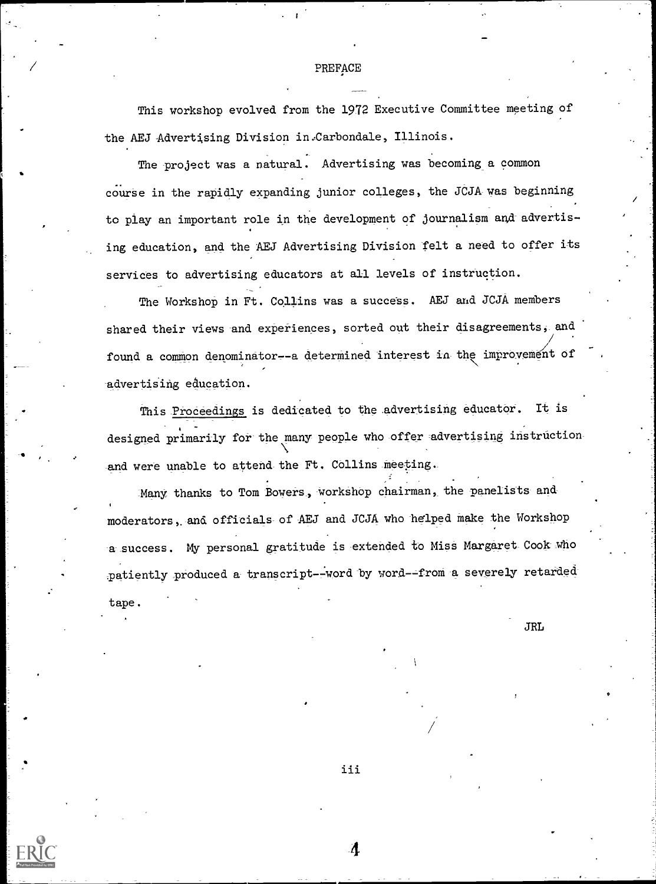# PREFACE

This workshop evolved from the 1972 Executive Committee meeting of the AEJ Advertising Division in Carbondale, Illinois.

The project was a natural. Advertising was becoming a common course in the rapidly expanding junior colleges, the JCJA was beginning to play an important role in the development of journalism and advertising education, and the AEJ Advertising Division felt a need to offer its services to advertising educators at all levels of instruction.

The Workshop in Ft. Collins was a success. AEJ and JCJA members shared their views and experiences, sorted out their disagreements, and found a common denominator--a determined interest in the improvement of advertising education.

This Proceedings is dedicated to the advertising educator. It is designed primarily for the many people who offer advertising instruction and were unable to attend the Ft. Collins meeting.

Many thanks to Tom Bowers, workshop chairman, the panelists and moderators, and officials of AEJ and JCJA who helped make the Workshop a success. My personal gratitude is extended to Miss Margaret Cook who patiently produced a transcript--word by word--from a severely retarded tape.

JRL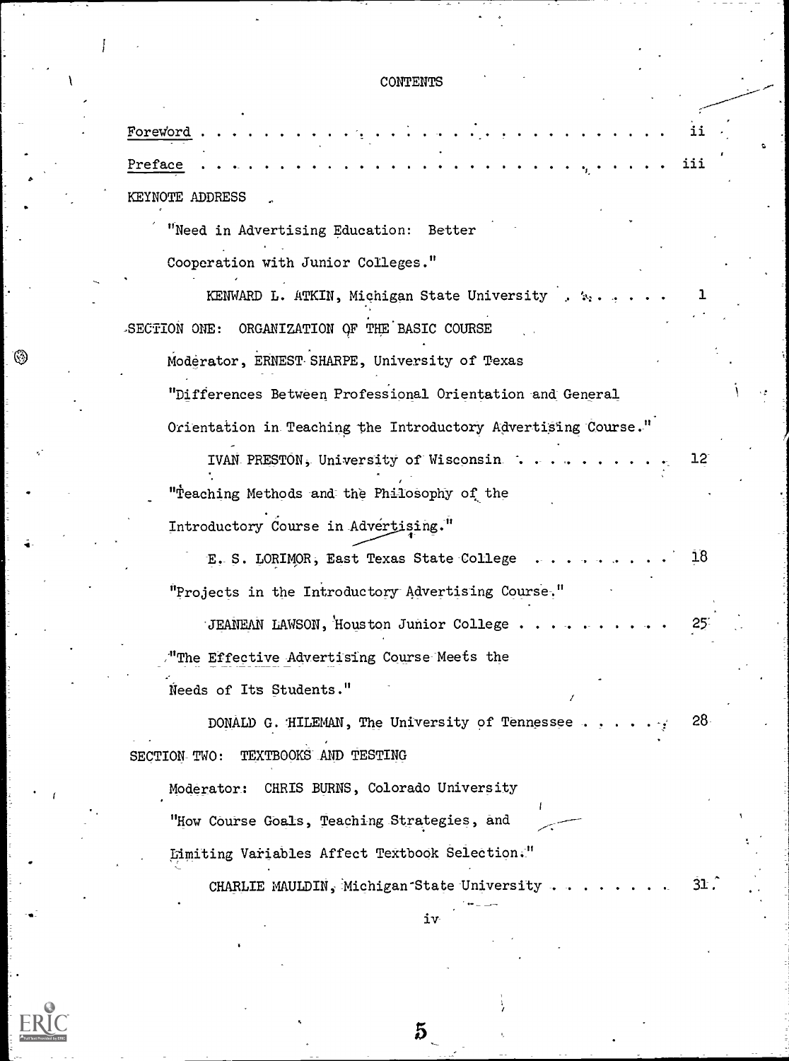# CONTENTS

Foreword . . . . . . . . . . . . . . . . . . . . . . . . . . . ii

Preface . . . . . . . . . . . . . . . . . . . . . . . . . . . iii

KEYNOTE ADDRESS

"Need in Advertising Education: Better Cooperation with Junior Colleges."

KENWARD L. ATKIN, Michigan State University . . . . . . . . 1

SECTION ONE: ORGANIZATION OF THE BASIC COURSE

Moderator, ERNEST SHARPE, University of Texas

"Differences Between Professional Orientation and General Orientation in Teaching the Introductory Advertising Course."

IVAN PRESTON, University of Wisconsin . . . . . . . . . . 12

"Teaching Methods and the Philosophy of the Introductory Course in Advertising."

E. S. LORIMOR, East Texas State College . . . . . . . . . 18

"Projects in the Introductory Advertising Course."

JEANEAN LAWSON, Houston Junior College . . . . . . . . . . 25

"The Effective Advertising Course Meets the Needs of Its Students."

DONALD G. HILEMAN, The University of Tennessee . . . . . . 28

SECTION TWO: TEXTBOOKS AND TESTING

Moderator: CHRIS BURNS, Colorado University

"How Course Goals, Teaching Strategies, and Limiting Variables Affect Textbook Selection."

CHARLIE MAULDIN, Michigan State University . . . . . . . . 31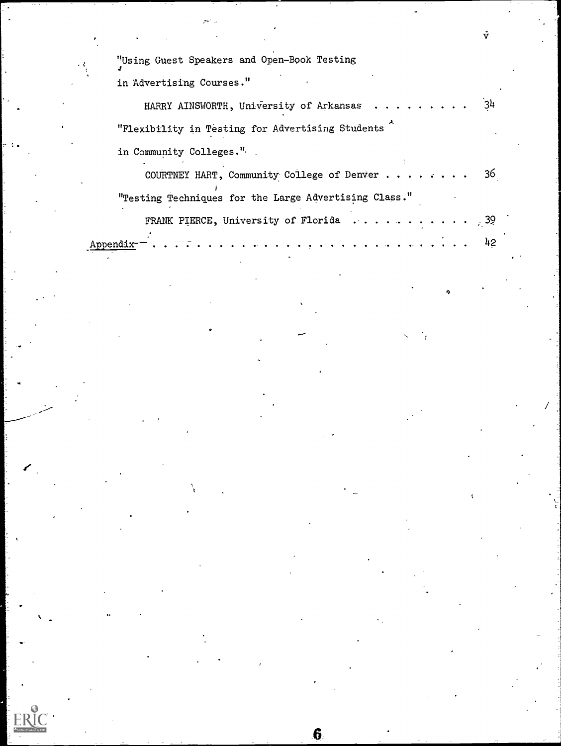"Using Guest Speakers and Open-Book Testing
in Advertising Courses."

HARRY AINSWORTH, University of Arkansas . . . . . . . . . . 34

"Flexibility in Testing for Advertising Students
in Community Colleges."

COURTNEY HART, Community College of Denver . . . . . . . . 36

"Testing Techniques for the Large Advertising Class."

FRANK PIERCE, University of Florida . . . . . . . . . . . 39

Appendix . . . . . . . . . . . . . . . . . . . . . . . . . . . 42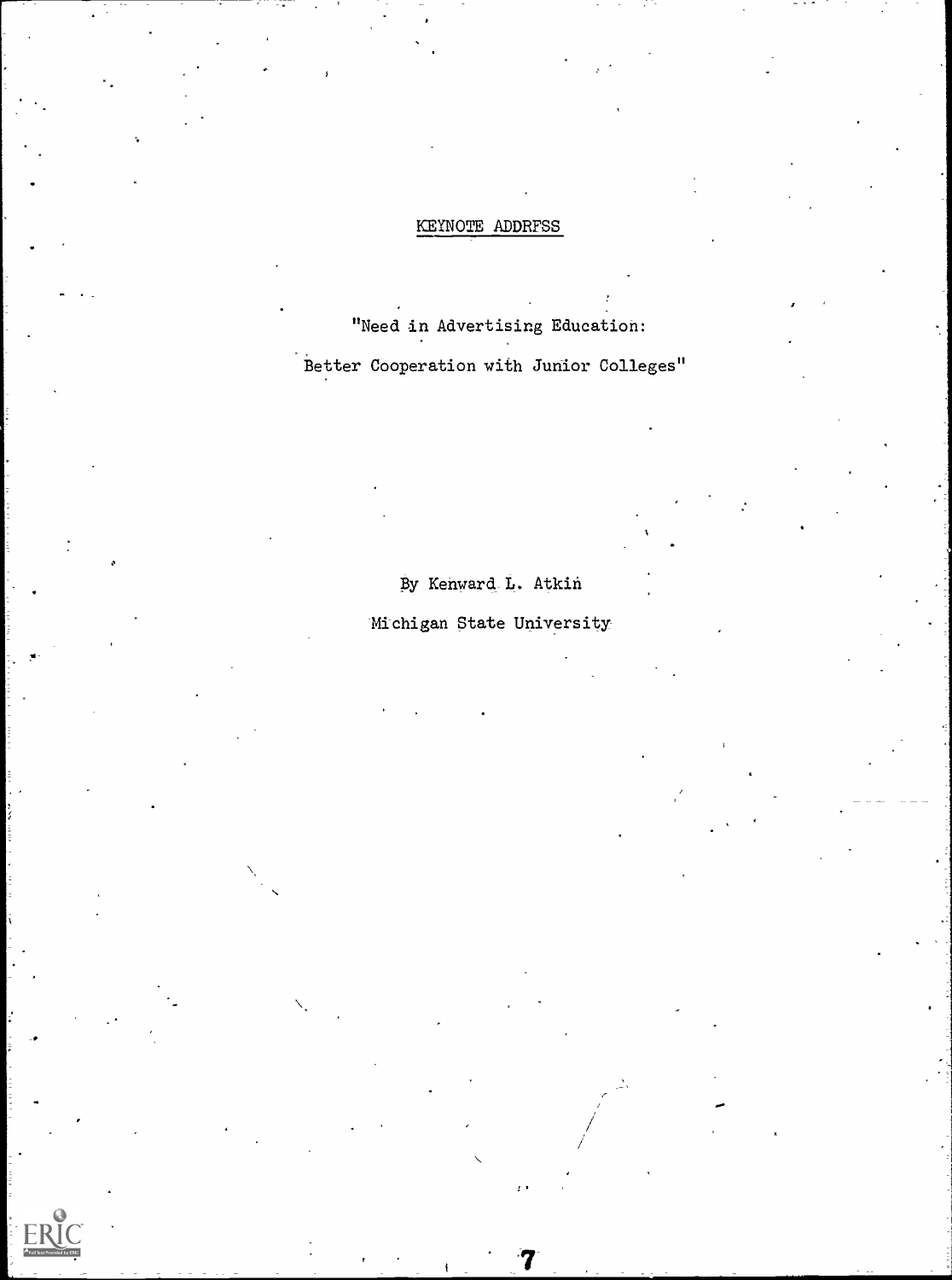# KEYNOTE ADDRFSS

"Need in Advertising Education:

Better Cooperation with Junior Colleges"

By Kenward L. Atkin

Michigan State University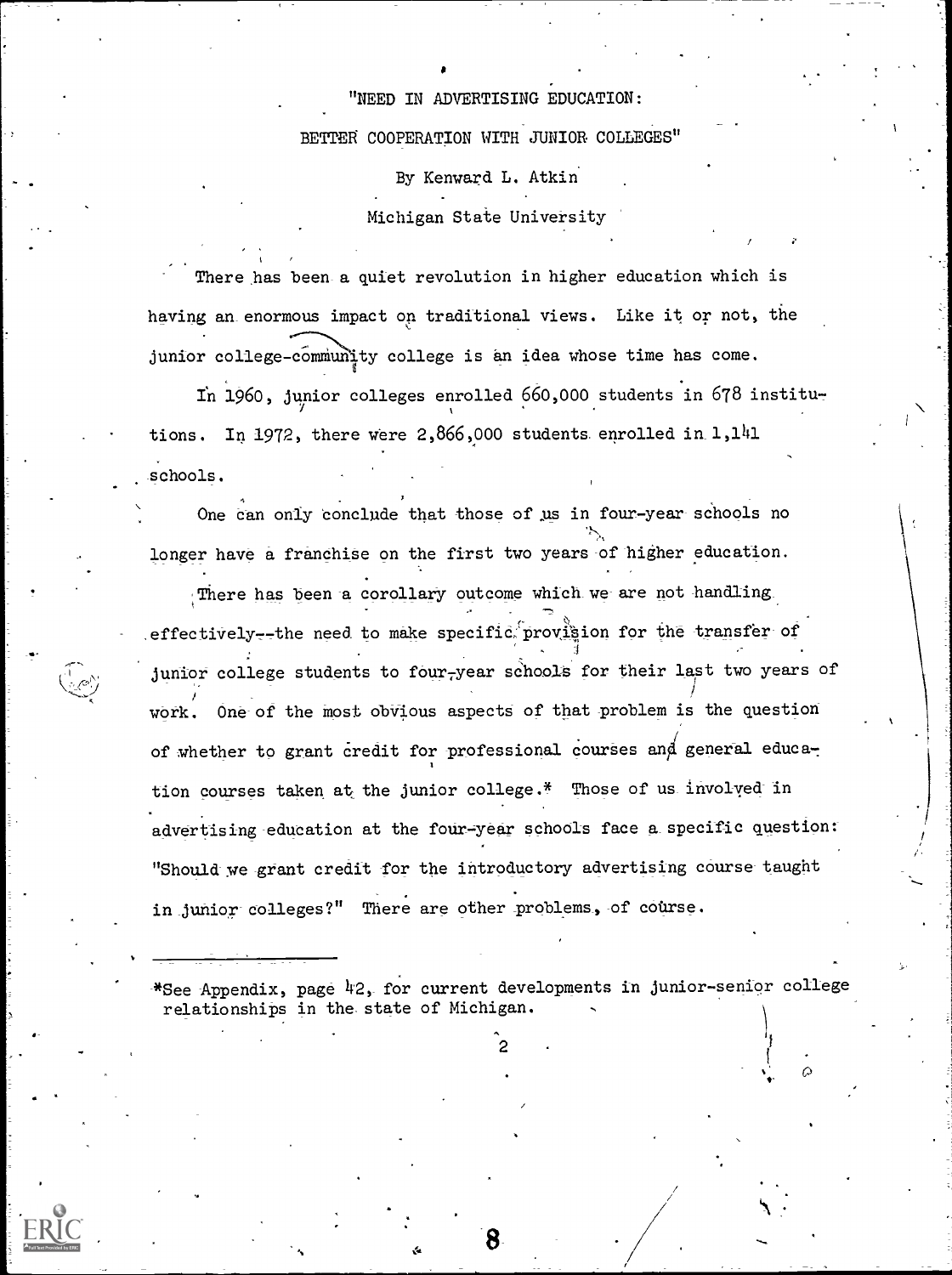"NEED IN ADVERTISING EDUCATION:

BETTER COOPERATION WITH JUNIOR COLLEGES"

By Kenward L. Atkin

Michigan State University

There has been a quiet revolution in higher education which is having an enormous impact on traditional views. Like it or not, the junior college-community college is an idea whose time has come.

In 1960, junior colleges enrolled 660,000 students in 678 institutions. In 1972, there were 2,866,000 students enrolled in 1,141 schools.

One can only conclude that those of us in four-year schools no longer have a franchise on the first two years of higher education.

There has been a corollary outcome which we are not handling effectively--the need to make specific provision for the transfer of junior college students to four-year schools for their last two years of work. One of the most obvious aspects of that problem is the question of whether to grant credit for professional courses and general education courses taken at the junior college.* Those of us involved in advertising education at the four-year schools face a specific question: "Should we grant credit for the introductory advertising course taught in junior colleges?" There are other problems, of course.

---

*See Appendix, page 42, for current developments in junior-senior college relationships in the state of Michigan.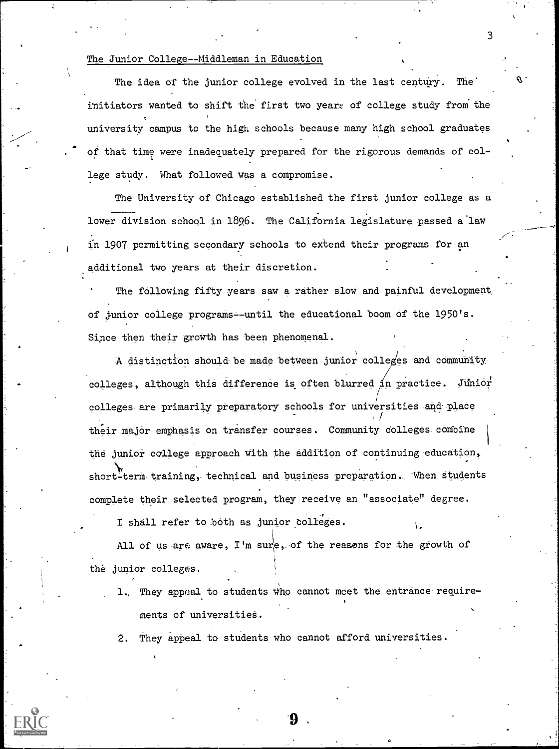The Junior College--Middleman in Education

The idea of the junior college evolved in the last century. The initiators wanted to shift the first two years of college study from the university campus to the high schools because many high school graduates of that time were inadequately prepared for the rigorous demands of college study. What followed was a compromise.

The University of Chicago established the first junior college as a lower division school in 1896. The California legislature passed a law in 1907 permitting secondary schools to extend their programs for an additional two years at their discretion.

The following fifty years saw a rather slow and painful development of junior college programs--until the educational boom of the 1950's. Since then their growth has been phenomenal.

A distinction should be made between junior colleges and community colleges, although this difference is often blurred in practice. Junior colleges are primarily preparatory schools for universities and place their major emphasis on transfer courses. Community colleges combine the junior college approach with the addition of continuing education, short-term training, technical and business preparation. When students complete their selected program, they receive an "associate" degree.

I shall refer to both as junior colleges.

All of us are aware, I'm sure, of the reasons for the growth of the junior colleges.

1. They appeal to students who cannot meet the entrance requirements of universities.
2. They appeal to students who cannot afford universities.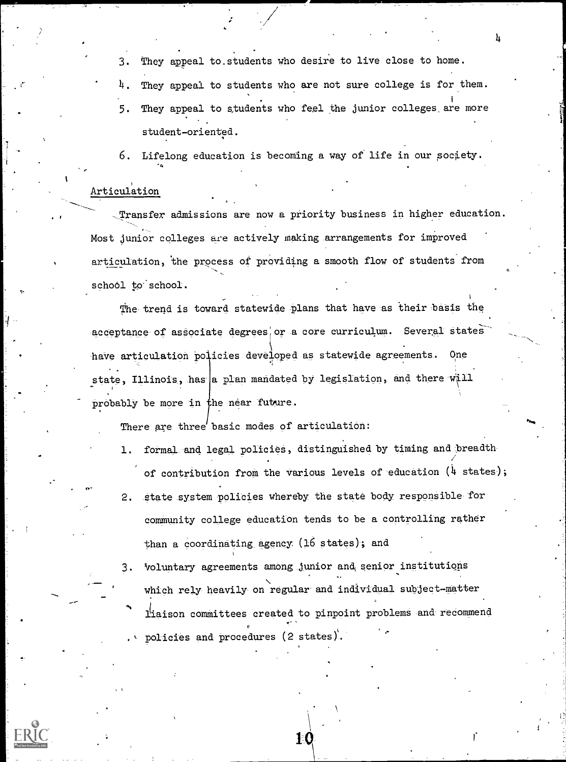3. They appeal to students who desire to live close to home.
4. They appeal to students who are not sure college is for them.
5. They appeal to students who feel the junior colleges are more student-oriented.
6. Lifelong education is becoming a way of life in our society.

## Articulation

Transfer admissions are now a priority business in higher education. Most junior colleges are actively making arrangements for improved articulation, the process of providing a smooth flow of students from school to school.

The trend is toward statewide plans that have as their basis the acceptance of associate degrees or a core curriculum. Several states have articulation policies developed as statewide agreements. One state, Illinois, has a plan mandated by legislation, and there will probably be more in the near future.

There are three basic modes of articulation:

1. formal and legal policies, distinguished by timing and breadth of contribution from the various levels of education (4 states);
2. state system policies whereby the state body responsible for community college education tends to be a controlling rather than a coordinating agency (16 states); and
3. voluntary agreements among junior and senior institutions which rely heavily on regular and individual subject-matter liaison committees created to pinpoint problems and recommend policies and procedures (2 states).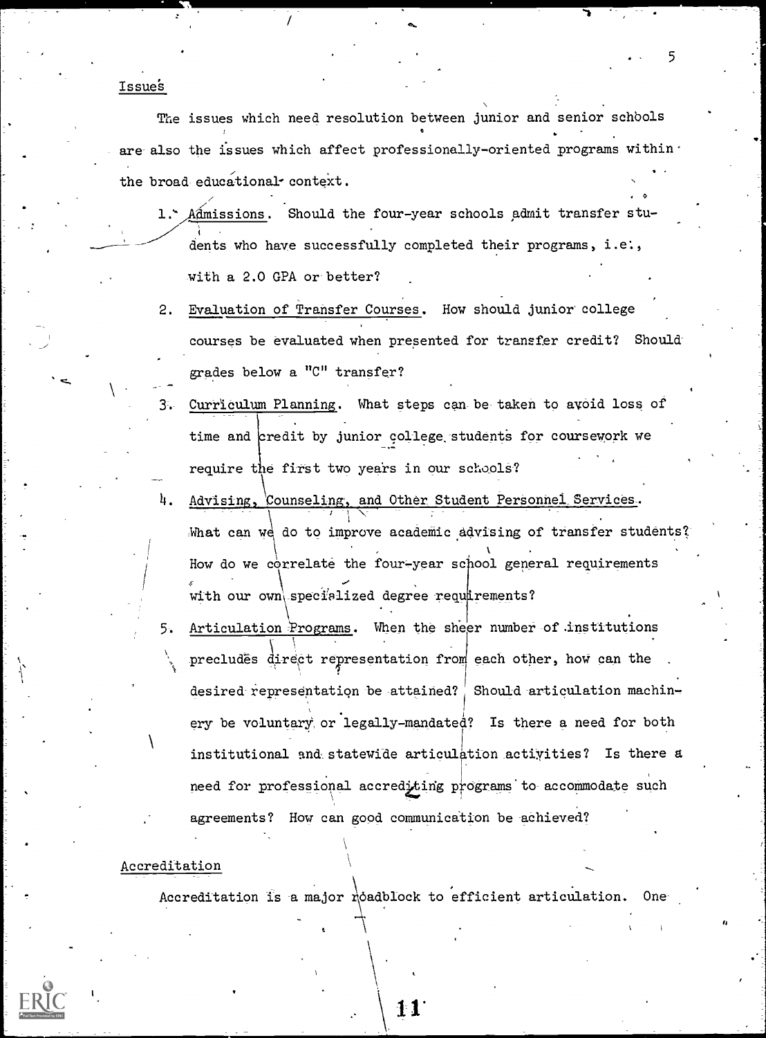## Issues

The issues which need resolution between junior and senior schools are also the issues which affect professionally-oriented programs within the broad educational context.

1. Admissions. Should the four-year schools admit transfer students who have successfully completed their programs, i.e., with a 2.0 GPA or better?
2. Evaluation of Transfer Courses. How should junior college courses be evaluated when presented for transfer credit? Should grades below a "C" transfer?
3. Curriculum Planning. What steps can be taken to avoid loss of time and credit by junior college students for coursework we require the first two years in our schools?
4. Advising, Counseling, and Other Student Personnel Services. What can we do to improve academic advising of transfer students? How do we correlate the four-year school general requirements with our own specialized degree requirements?
5. Articulation Programs. When the sheer number of institutions precludes direct representation from each other, how can the desired representation be attained? Should articulation machinery be voluntary or legally-mandated? Is there a need for both institutional and statewide articulation activities? Is there a need for professional accrediting programs to accommodate such agreements? How can good communication be achieved?

## Accreditation

Accreditation is a major roadblock to efficient articulation. One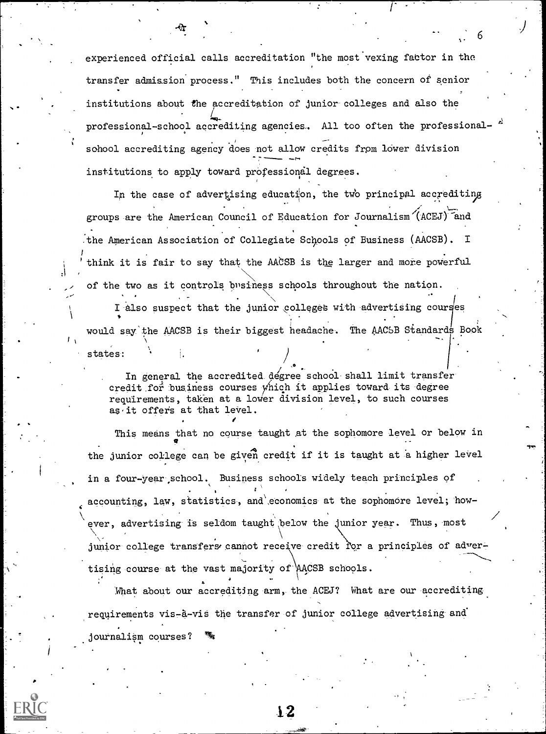experienced official calls accreditation "the most vexing factor in the transfer admission process." This includes both the concern of senior institutions about the accreditation of junior colleges and also the professional-school accrediting agencies. All too often the professional-school accrediting agency does not allow credits from lower division institutions to apply toward professional degrees.

In the case of advertising education, the two principal accrediting groups are the American Council of Education for Journalism (ACEJ) and the American Association of Collegiate Schools of Business (AACSB). I think it is fair to say that the AACSB is the larger and more powerful of the two as it controls business schools throughout the nation.

I also suspect that the junior colleges with advertising courses would say the AACSB is their biggest headache. The AACSB Standards Book states:

> In general the accredited degree school shall limit transfer credit for business courses which it applies toward its degree requirements, taken at a lower division level, to such courses as it offers at that level.

This means that no course taught at the sophomore level or below in the junior college can be given credit if it is taught at a higher level in a four-year school. Business schools widely teach principles of accounting, law, statistics, and economics at the sophomore level; however, advertising is seldom taught below the junior year. Thus, most junior college transfers cannot receive credit for a principles of advertising course at the vast majority of AACSB schools.

What about our accrediting arm, the ACEJ? What are our accrediting requirements vis-à-vis the transfer of junior college advertising and journalism courses?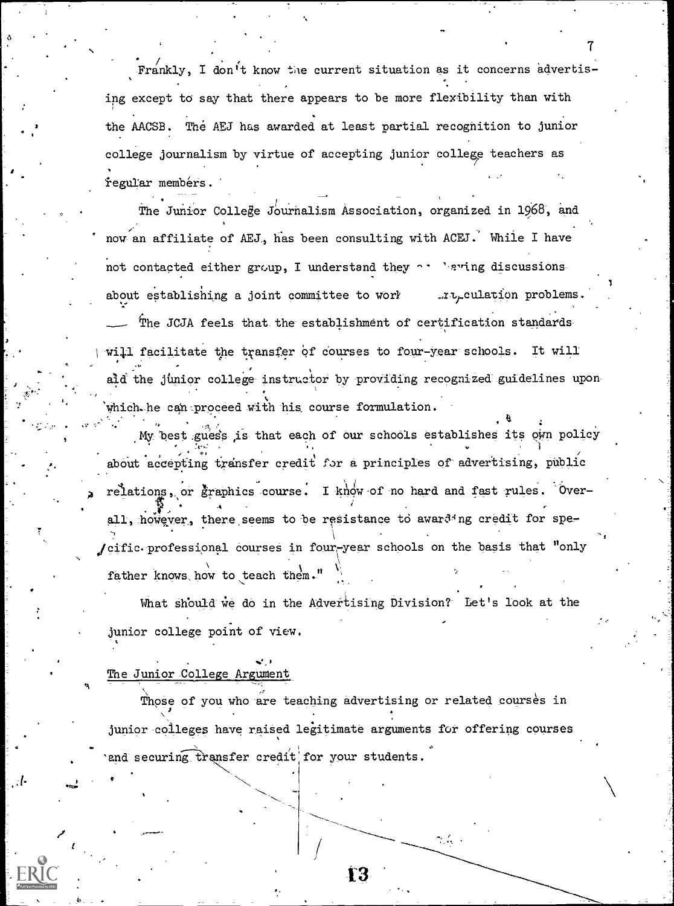Frankly, I don't know the current situation as it concerns advertising except to say that there appears to be more flexibility than with the AACSB. The AEJ has awarded at least partial recognition to junior college journalism by virtue of accepting junior college teachers as regular members.

The Junior College Journalism Association, organized in 1968, and now an affiliate of AEJ, has been consulting with ACEJ. While I have not contacted either group, I understand they are having discussions about establishing a joint committee to work on articulation problems. The JCJA feels that the establishment of certification standards will facilitate the transfer of courses to four-year schools. It will aid the junior college instructor by providing recognized guidelines upon which he can proceed with his course formulation.

My best guess is that each of our schools establishes its own policy about accepting transfer credit for a principles of advertising, public relations, or graphics course. I know of no hard and fast rules. Overall, however, there seems to be resistance to awarding credit for specific professional courses in four-year schools on the basis that "only father knows how to teach them."

What should we do in the Advertising Division? Let's look at the junior college point of view.

## The Junior College Argument

Those of you who are teaching advertising or related courses in junior colleges have raised legitimate arguments for offering courses and securing transfer credit for your students.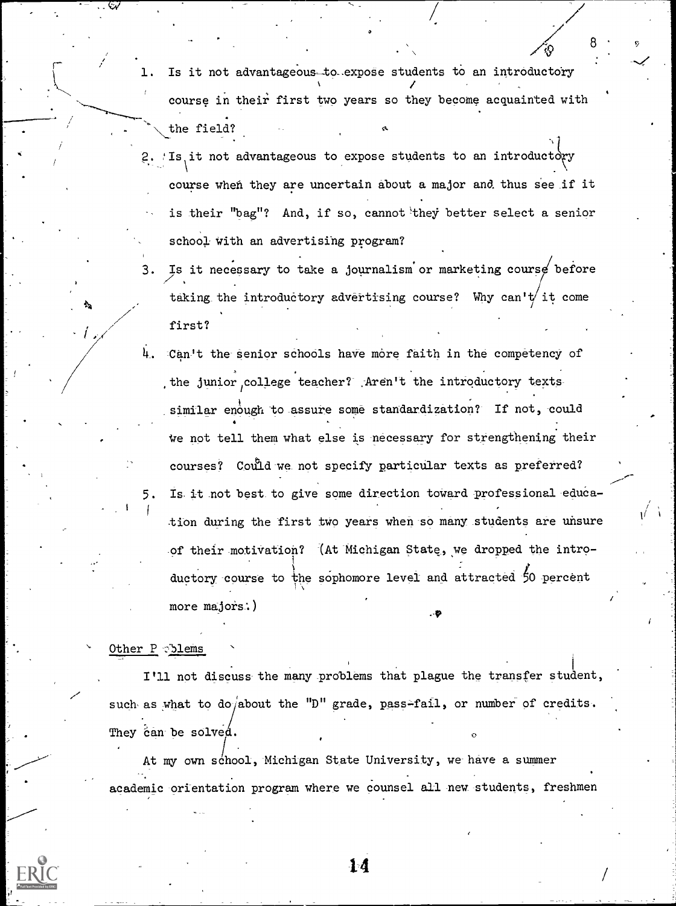1. Is it not advantageous to expose students to an introductory course in their first two years so they become acquainted with the field?

2. Is it not advantageous to expose students to an introductory course when they are uncertain about a major and thus see if it is their "bag"? And, if so, cannot they better select a senior school with an advertising program?

3. Is it necessary to take a journalism or marketing course before taking the introductory advertising course? Why can't it come first?

4. Can't the senior schools have more faith in the competency of the junior college teacher? Aren't the introductory texts similar enough to assure some standardization? If not, could we not tell them what else is necessary for strengthening their courses? Could we not specify particular texts as preferred?

5. Is it not best to give some direction toward professional education during the first two years when so many students are unsure of their motivation? (At Michigan State, we dropped the introductory course to the sophomore level and attracted 50 percent more majors.)

## Other Problems

I'll not discuss the many problems that plague the transfer student, such as what to do about the "D" grade, pass-fail, or number of credits. They can be solved.

At my own school, Michigan State University, we have a summer academic orientation program where we counsel all new students, freshmen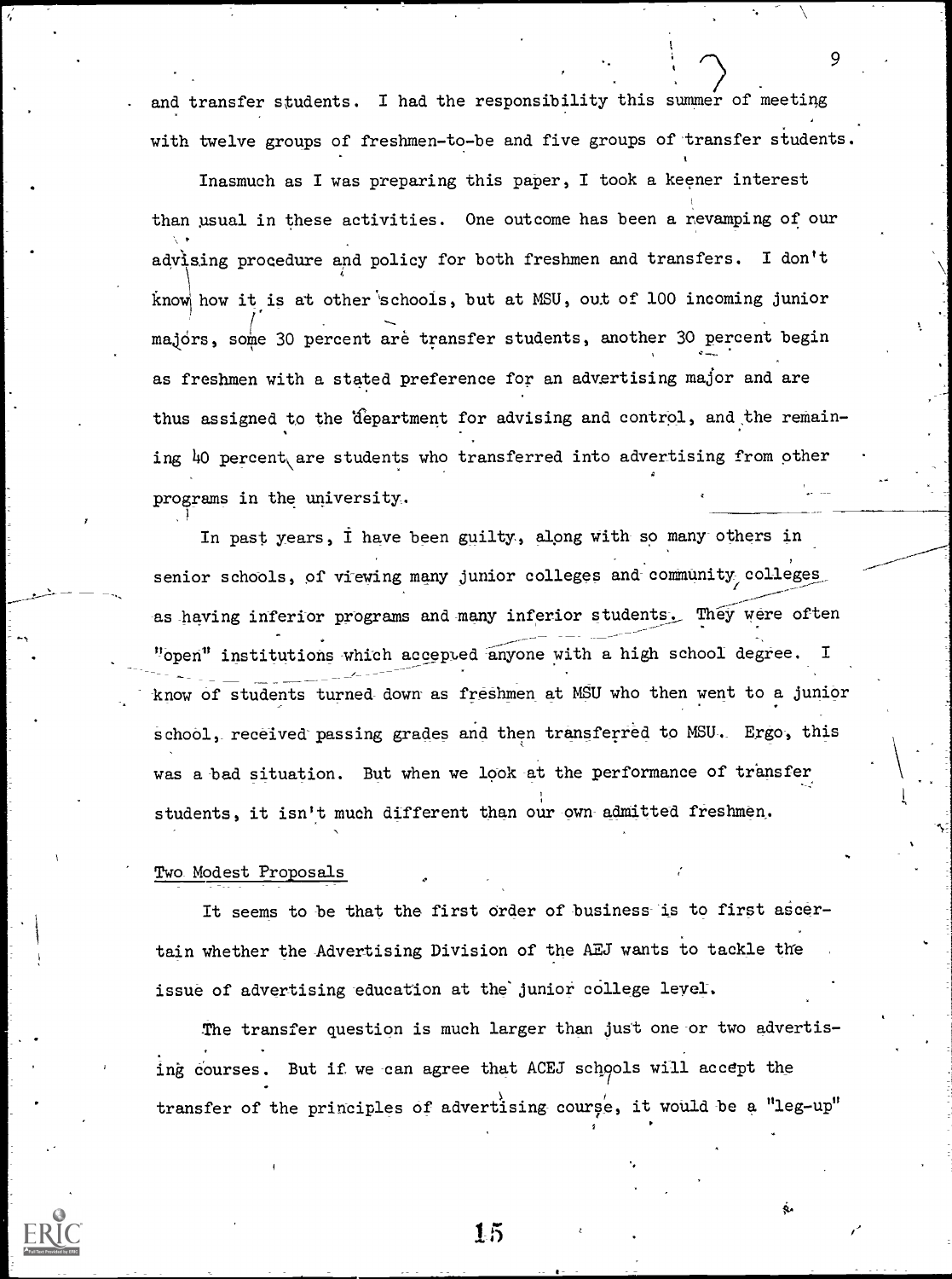and transfer students. I had the responsibility this summer of meeting with twelve groups of freshmen-to-be and five groups of transfer students.

Inasmuch as I was preparing this paper, I took a keener interest than usual in these activities. One outcome has been a revamping of our advising procedure and policy for both freshmen and transfers. I don't know how it is at other schools, but at MSU, out of 100 incoming junior majors, some 30 percent are transfer students, another 30 percent begin as freshmen with a stated preference for an advertising major and are thus assigned to the department for advising and control, and the remaining 40 percent are students who transferred into advertising from other programs in the university.

In past years, I have been guilty, along with so many others in senior schools, of viewing many junior colleges and community colleges as having inferior programs and many inferior students. They were often "open" institutions which accepted anyone with a high school degree. I know of students turned down as freshmen at MSU who then went to a junior school, received passing grades and then transferred to MSU. Ergo, this was a bad situation. But when we look at the performance of transfer students, it isn't much different than our own admitted freshmen.

## Two Modest Proposals

It seems to be that the first order of business is to first ascertain whether the Advertising Division of the AEJ wants to tackle the issue of advertising education at the junior college level.

The transfer question is much larger than just one or two advertising courses. But if we can agree that ACEJ schools will accept the transfer of the principles of advertising course, it would be a "leg-up"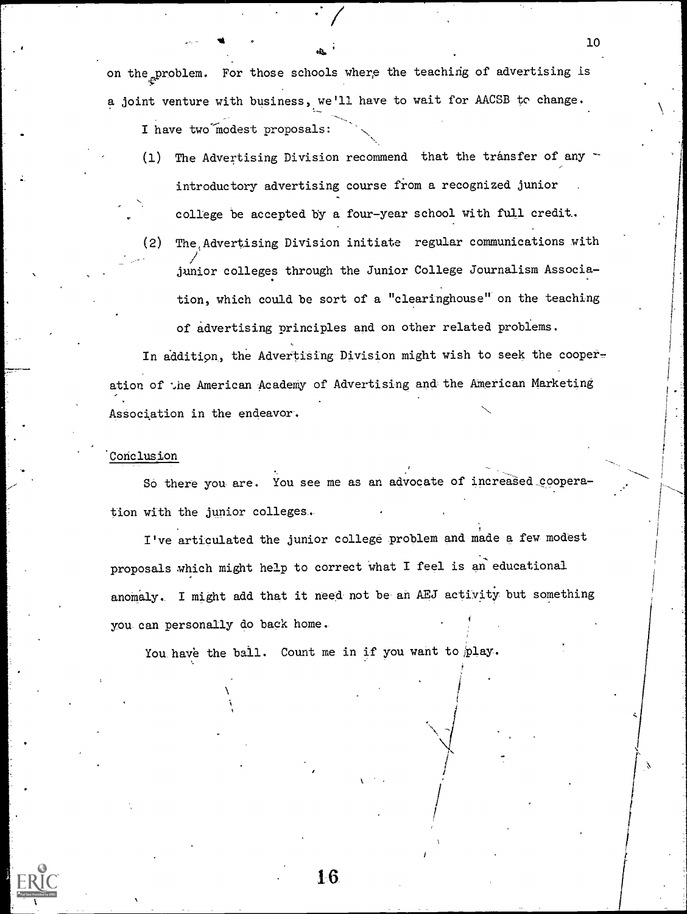on the problem. For those schools where the teaching of advertising is a joint venture with business, we'll have to wait for AACSB to change.

I have two modest proposals:

(1) The Advertising Division recommend that the transfer of any introductory advertising course from a recognized junior college be accepted by a four-year school with full credit.

(2) The Advertising Division initiate regular communications with junior colleges through the Junior College Journalism Association, which could be sort of a "clearinghouse" on the teaching of advertising principles and on other related problems.

In addition, the Advertising Division might wish to seek the cooperation of the American Academy of Advertising and the American Marketing Association in the endeavor.

## Conclusion

So there you are. You see me as an advocate of increased cooperation with the junior colleges.

I've articulated the junior college problem and made a few modest proposals which might help to correct what I feel is an educational anomaly. I might add that it need not be an AEJ activity but something you can personally do back home.

You have the ball. Count me in if you want to play.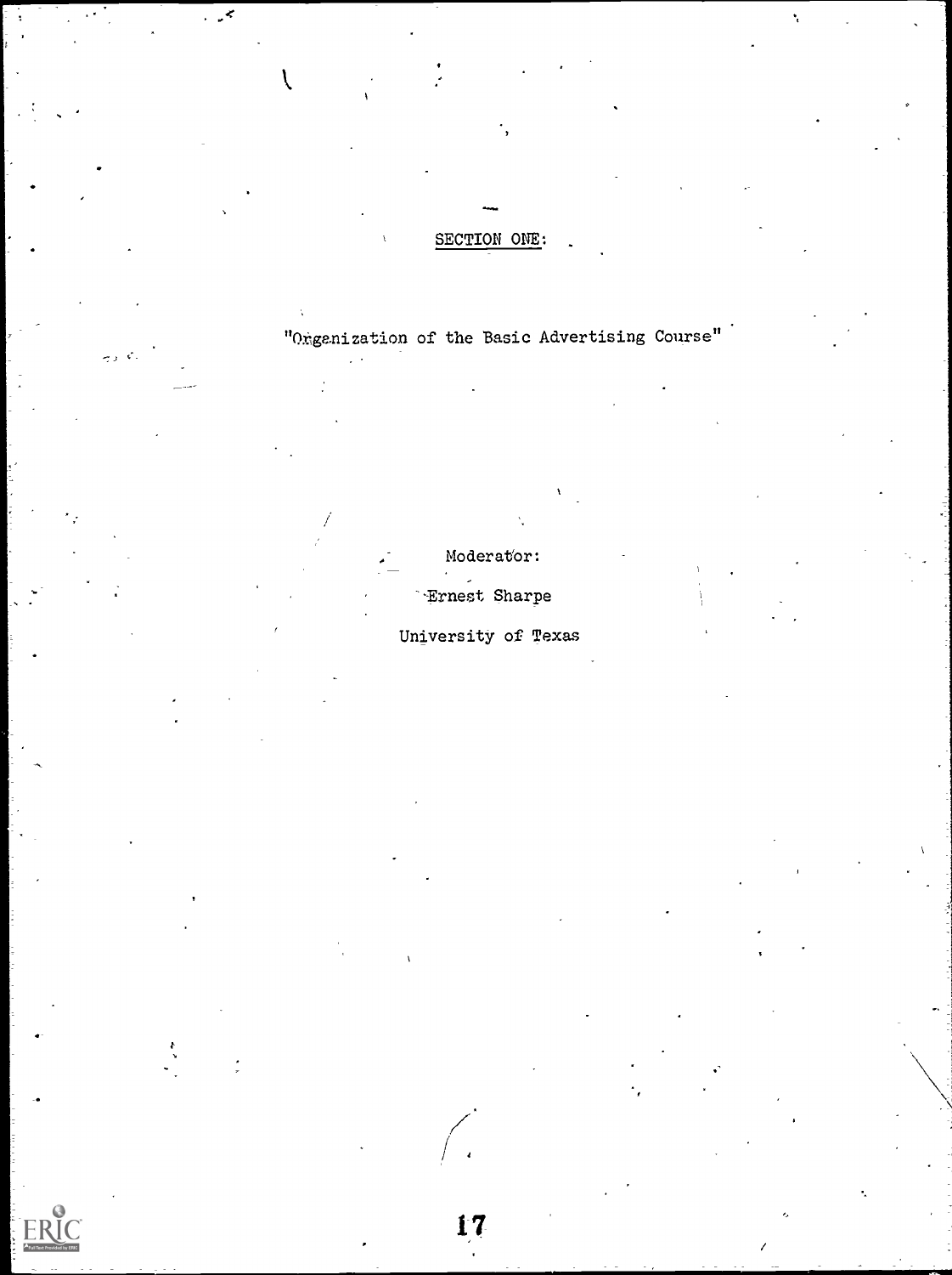## SECTION ONE:

"Organization of the Basic Advertising Course"

Moderator:

Ernest Sharpe

University of Texas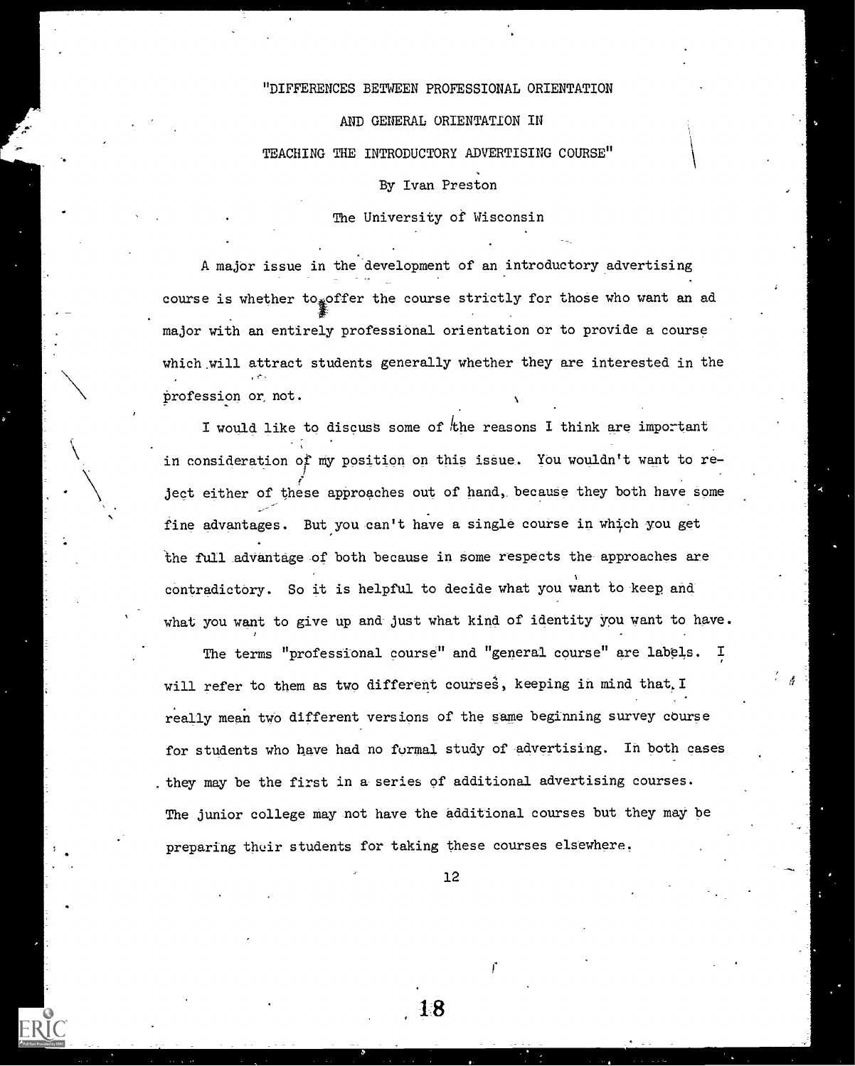"DIFFERENCES BETWEEN PROFESSIONAL ORIENTATION

AND GENERAL ORIENTATION IN

TEACHING THE INTRODUCTORY ADVERTISING COURSE"

By Ivan Preston

The University of Wisconsin

A major issue in the development of an introductory advertising course is whether to offer the course strictly for those who want an ad major with an entirely professional orientation or to provide a course which will attract students generally whether they are interested in the profession or not.

I would like to discuss some of the reasons I think are important in consideration of my position on this issue. You wouldn't want to reject either of these approaches out of hand, because they both have some fine advantages. But you can't have a single course in which you get the full advantage of both because in some respects the approaches are contradictory. So it is helpful to decide what you want to keep and what you want to give up and just what kind of identity you want to have.

The terms "professional course" and "general course" are labels. I will refer to them as two different courses, keeping in mind that I really mean two different versions of the same beginning survey course for students who have had no formal study of advertising. In both cases they may be the first in a series of additional advertising courses. The junior college may not have the additional courses but they may be preparing their students for taking these courses elsewhere.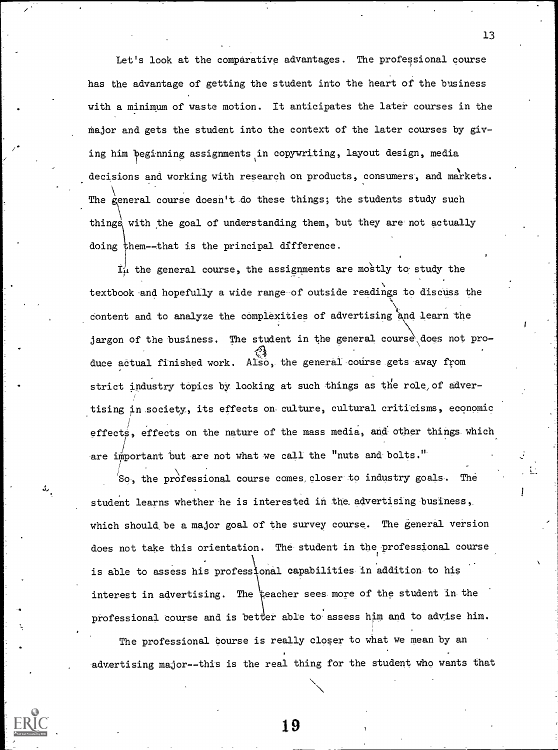Let's look at the comparative advantages. The professional course has the advantage of getting the student into the heart of the business with a minimum of waste motion. It anticipates the later courses in the major and gets the student into the context of the later courses by giving him beginning assignments in copywriting, layout design, media decisions and working with research on products, consumers, and markets. The general course doesn't do these things; the students study such things with the goal of understanding them, but they are not actually doing them--that is the principal difference.

In the general course, the assignments are mostly to study the textbook and hopefully a wide range of outside readings to discuss the content and to analyze the complexities of advertising and learn the jargon of the business. The student in the general course does not produce actual finished work. Also, the general course gets away from strict industry topics by looking at such things as the role of advertising in society, its effects on culture, cultural criticisms, economic effects, effects on the nature of the mass media, and other things which are important but are not what we call the "nuts and bolts."

So, the professional course comes closer to industry goals. The student learns whether he is interested in the advertising business, which should be a major goal of the survey course. The general version does not take this orientation. The student in the professional course is able to assess his professional capabilities in addition to his interest in advertising. The teacher sees more of the student in the professional course and is better able to assess him and to advise him.

The professional course is really closer to what we mean by an advertising major--this is the real thing for the student who wants that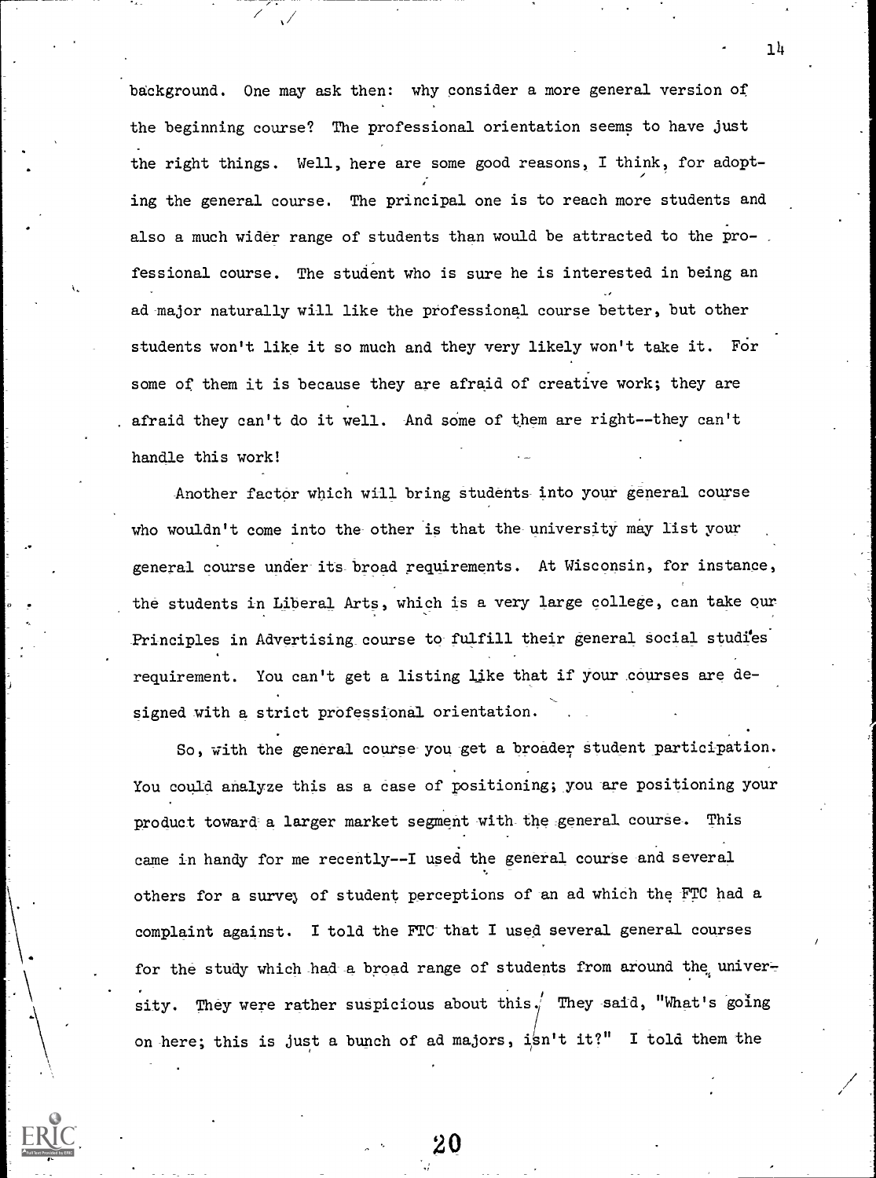background. One may ask then: why consider a more general version of the beginning course? The professional orientation seems to have just the right things. Well, here are some good reasons, I think, for adopting the general course. The principal one is to reach more students and also a much wider range of students than would be attracted to the professional course. The student who is sure he is interested in being an ad major naturally will like the professional course better, but other students won't like it so much and they very likely won't take it. For some of them it is because they are afraid of creative work; they are afraid they can't do it well. And some of them are right--they can't handle this work!

Another factor which will bring students into your general course who wouldn't come into the other is that the university may list your general course under its broad requirements. At Wisconsin, for instance, the students in Liberal Arts, which is a very large college, can take our Principles in Advertising course to fulfill their general social studies requirement. You can't get a listing like that if your courses are designed with a strict professional orientation.

So, with the general course you get a broader student participation. You could analyze this as a case of positioning; you are positioning your product toward a larger market segment with the general course. This came in handy for me recently--I used the general course and several others for a survey of student perceptions of an ad which the FTC had a complaint against. I told the FTC that I used several general courses for the study which had a broad range of students from around the university. They were rather suspicious about this. They said, "What's going on here; this is just a bunch of ad majors, isn't it?" I told them the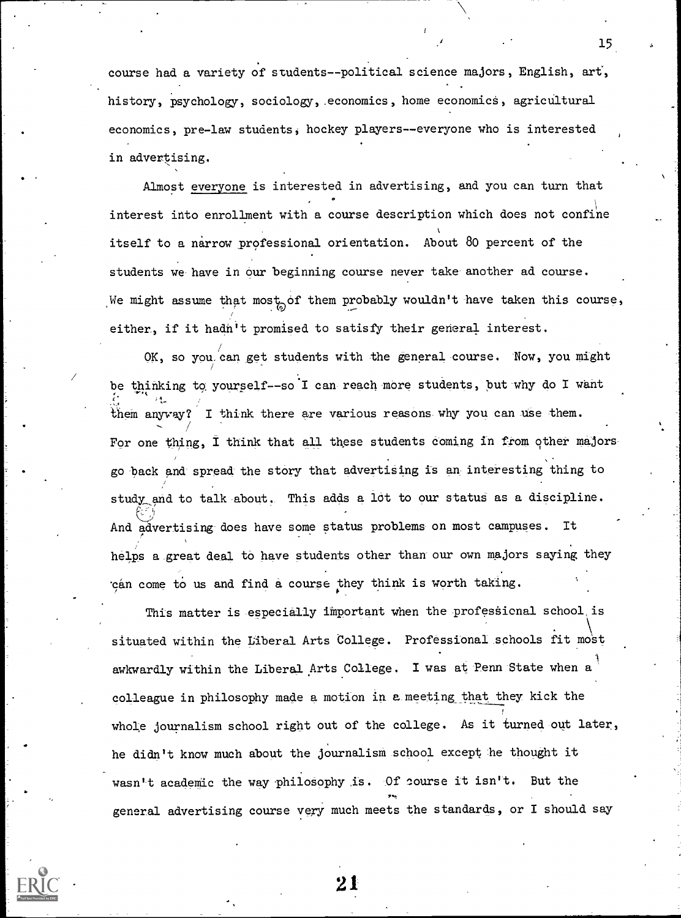course had a variety of students--political science majors, English, art, history, psychology, sociology, economics, home economics, agricultural economics, pre-law students, hockey players--everyone who is interested in advertising.

Almost _everyone_ is interested in advertising, and you can turn that interest into enrollment with a course description which does not confine itself to a narrow professional orientation. About 80 percent of the students we have in our beginning course never take another ad course. We might assume that most of them probably wouldn't have taken this course, either, if it hadn't promised to satisfy their general interest.

OK, so you can get students with the general course. Now, you might be thinking to yourself--so I can reach more students, but why do I want them anyway? I think there are various reasons why you can use them. For one thing, I think that all these students coming in from other majors go back and spread the story that advertising is an interesting thing to study and to talk about. This adds a lot to our status as a discipline. And advertising does have some status problems on most campuses. It helps a great deal to have students other than our own majors saying they can come to us and find a course they think is worth taking.

This matter is especially important when the professional school is situated within the Liberal Arts College. Professional schools fit most awkwardly within the Liberal Arts College. I was at Penn State when a colleague in philosophy made a motion in a meeting that they kick the whole journalism school right out of the college. As it turned out later, he didn't know much about the journalism school except he thought it wasn't academic the way philosophy is. Of course it isn't. But the general advertising course very much meets the standards, or I should say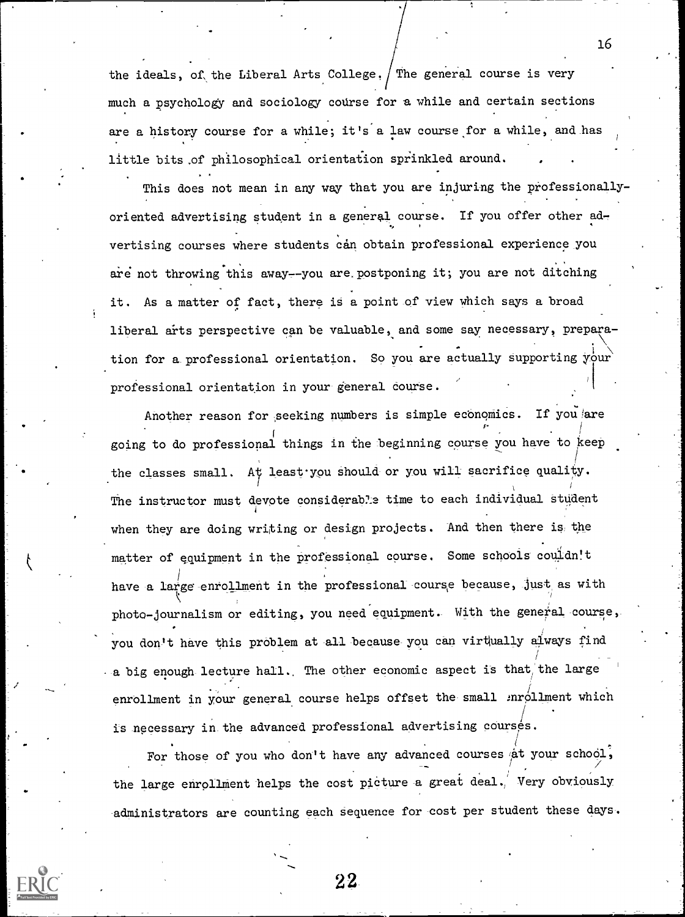the ideals, of the Liberal Arts College. The general course is very much a psychology and sociology course for a while and certain sections are a history course for a while; it's a law course for a while, and has little bits of philosophical orientation sprinkled around.

This does not mean in any way that you are injuring the professionally-oriented advertising student in a general course. If you offer other advertising courses where students can obtain professional experience you are not throwing this away--you are postponing it; you are not ditching it. As a matter of fact, there is a point of view which says a broad liberal arts perspective can be valuable, and some say necessary, preparation for a professional orientation. So you are actually supporting your professional orientation in your general course.

Another reason for seeking numbers is simple economics. If you are going to do professional things in the beginning course you have to keep the classes small. At least you should or you will sacrifice quality. The instructor must devote considerable time to each individual student when they are doing writing or design projects. And then there is the matter of equipment in the professional course. Some schools couldn't have a large enrollment in the professional course because, just as with photo-journalism or editing, you need equipment. With the general course, you don't have this problem at all because you can virtually always find a big enough lecture hall. The other economic aspect is that the large enrollment in your general course helps offset the small enrollment which is necessary in the advanced professional advertising courses.

For those of you who don't have any advanced courses at your school, the large enrollment helps the cost picture a great deal. Very obviously administrators are counting each sequence for cost per student these days.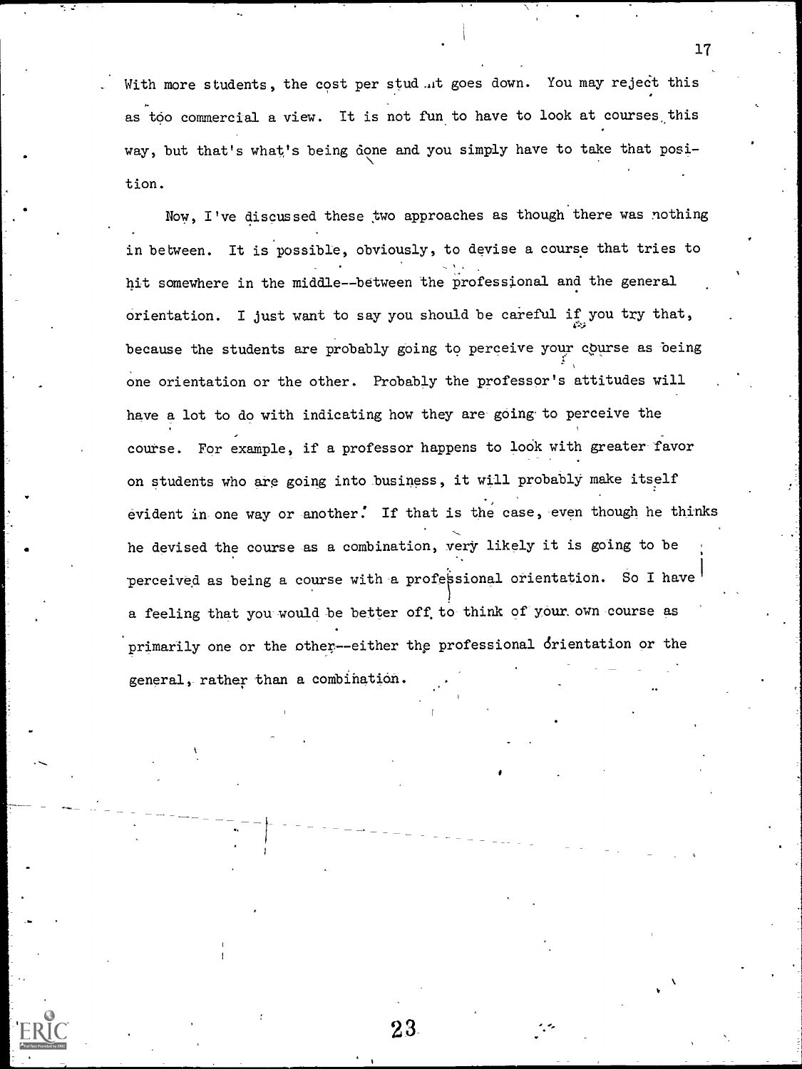With more students, the cost per student goes down. You may reject this as too commercial a view. It is not fun to have to look at courses this way, but that's what's being done and you simply have to take that position.

Now, I've discussed these two approaches as though there was nothing in between. It is possible, obviously, to devise a course that tries to hit somewhere in the middle--between the professional and the general orientation. I just want to say you should be careful if you try that, because the students are probably going to perceive your course as being one orientation or the other. Probably the professor's attitudes will have a lot to do with indicating how they are going to perceive the course. For example, if a professor happens to look with greater favor on students who are going into business, it will probably make itself evident in one way or another. If that is the case, even though he thinks he devised the course as a combination, very likely it is going to be perceived as being a course with a professional orientation. So I have a feeling that you would be better off to think of your own course as primarily one or the other--either the professional orientation or the general, rather than a combination.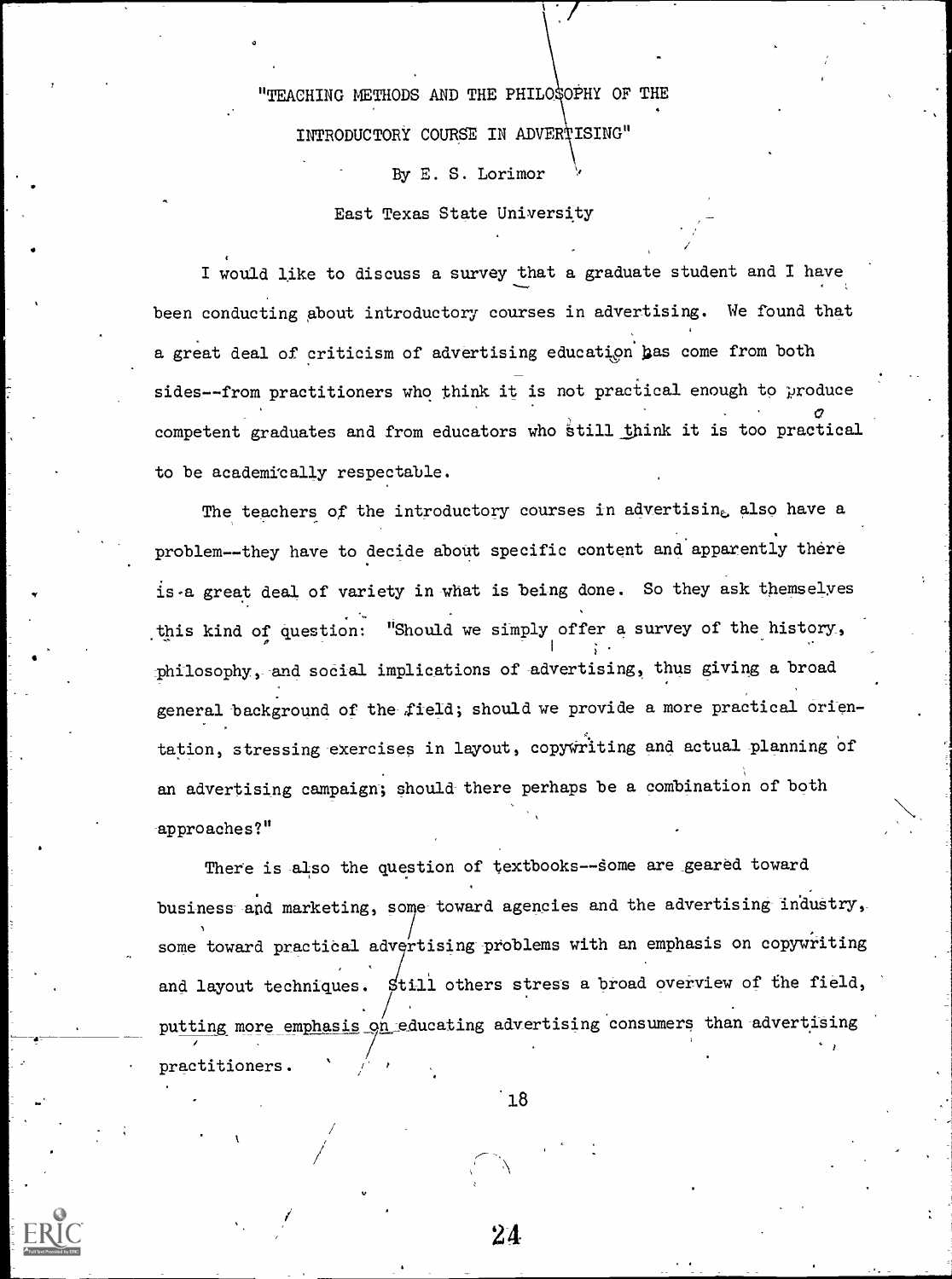# "TEACHING METHODS AND THE PHILOSOPHY OF THE INTRODUCTORY COURSE IN ADVERTISING"

By E. S. Lorimor

East Texas State University

I would like to discuss a survey that a graduate student and I have been conducting about introductory courses in advertising. We found that a great deal of criticism of advertising education has come from both sides--from practitioners who think it is not practical enough to produce competent graduates and from educators who still think it is too practical to be academically respectable.

The teachers of the introductory courses in advertising also have a problem--they have to decide about specific content and apparently there is a great deal of variety in what is being done. So they ask themselves this kind of question: "Should we simply offer a survey of the history, philosophy, and social implications of advertising, thus giving a broad general background of the field; should we provide a more practical orientation, stressing exercises in layout, copywriting and actual planning of an advertising campaign; should there perhaps be a combination of both approaches?"

There is also the question of textbooks--some are geared toward business and marketing, some toward agencies and the advertising industry, some toward practical advertising problems with an emphasis on copywriting and layout techniques. Still others stress a broad overview of the field, putting more emphasis on educating advertising consumers than advertising practitioners.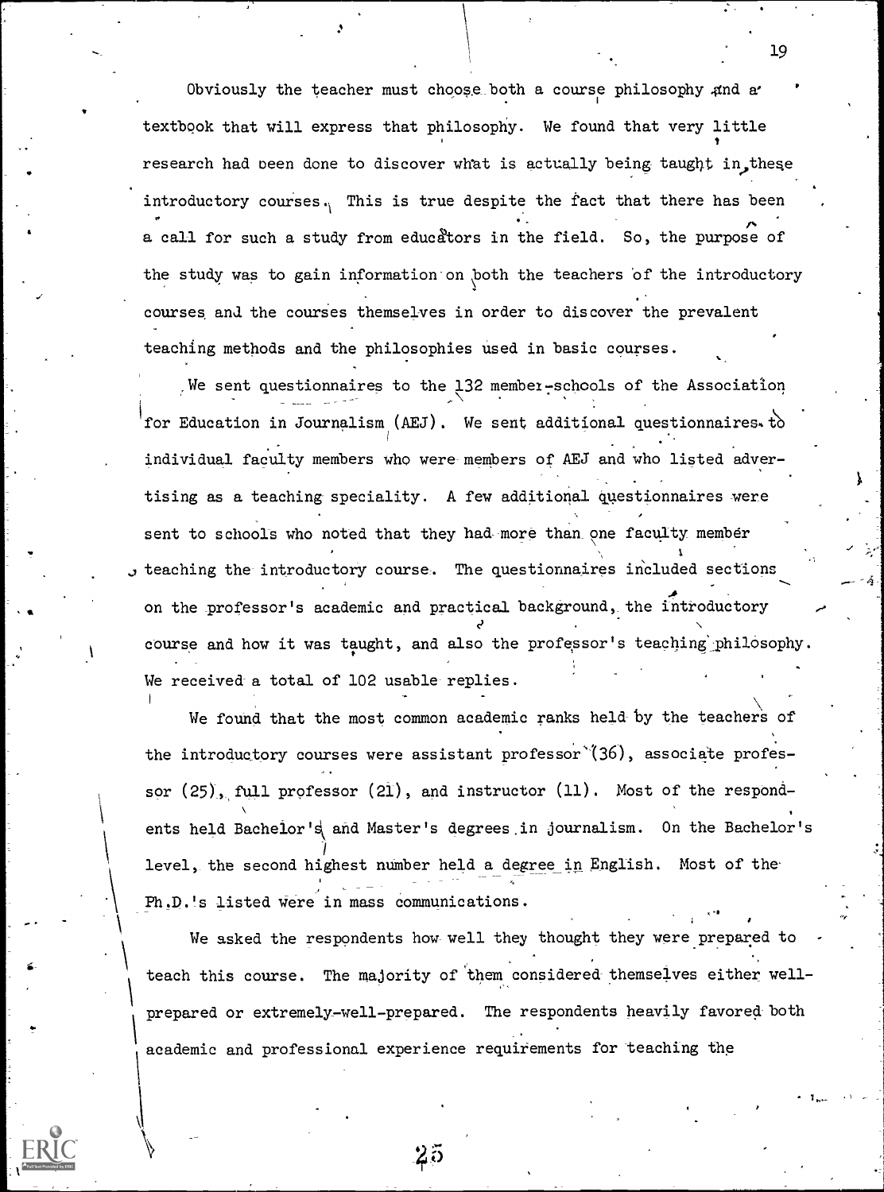Obviously the teacher must choose both a course philosophy and a textbook that will express that philosophy. We found that very little research had been done to discover what is actually being taught in these introductory courses. This is true despite the fact that there has been a call for such a study from educators in the field. So, the purpose of the study was to gain information on both the teachers of the introductory courses and the courses themselves in order to discover the prevalent teaching methods and the philosophies used in basic courses.

We sent questionnaires to the 132 member-schools of the Association for Education in Journalism (AEJ). We sent additional questionnaires to individual faculty members who were members of AEJ and who listed advertising as a teaching speciality. A few additional questionnaires were sent to schools who noted that they had more than one faculty member teaching the introductory course. The questionnaires included sections on the professor's academic and practical background, the introductory course and how it was taught, and also the professor's teaching philosophy. We received a total of 102 usable replies.

We found that the most common academic ranks held by the teachers of the introductory courses were assistant professor (36), associate professor (25), full professor (21), and instructor (11). Most of the respondents held Bachelor's and Master's degrees in journalism. On the Bachelor's level, the second highest number held a degree in English. Most of the Ph.D.'s listed were in mass communications.

We asked the respondents how well they thought they were prepared to teach this course. The majority of them considered themselves either well-prepared or extremely-well-prepared. The respondents heavily favored both academic and professional experience requirements for teaching the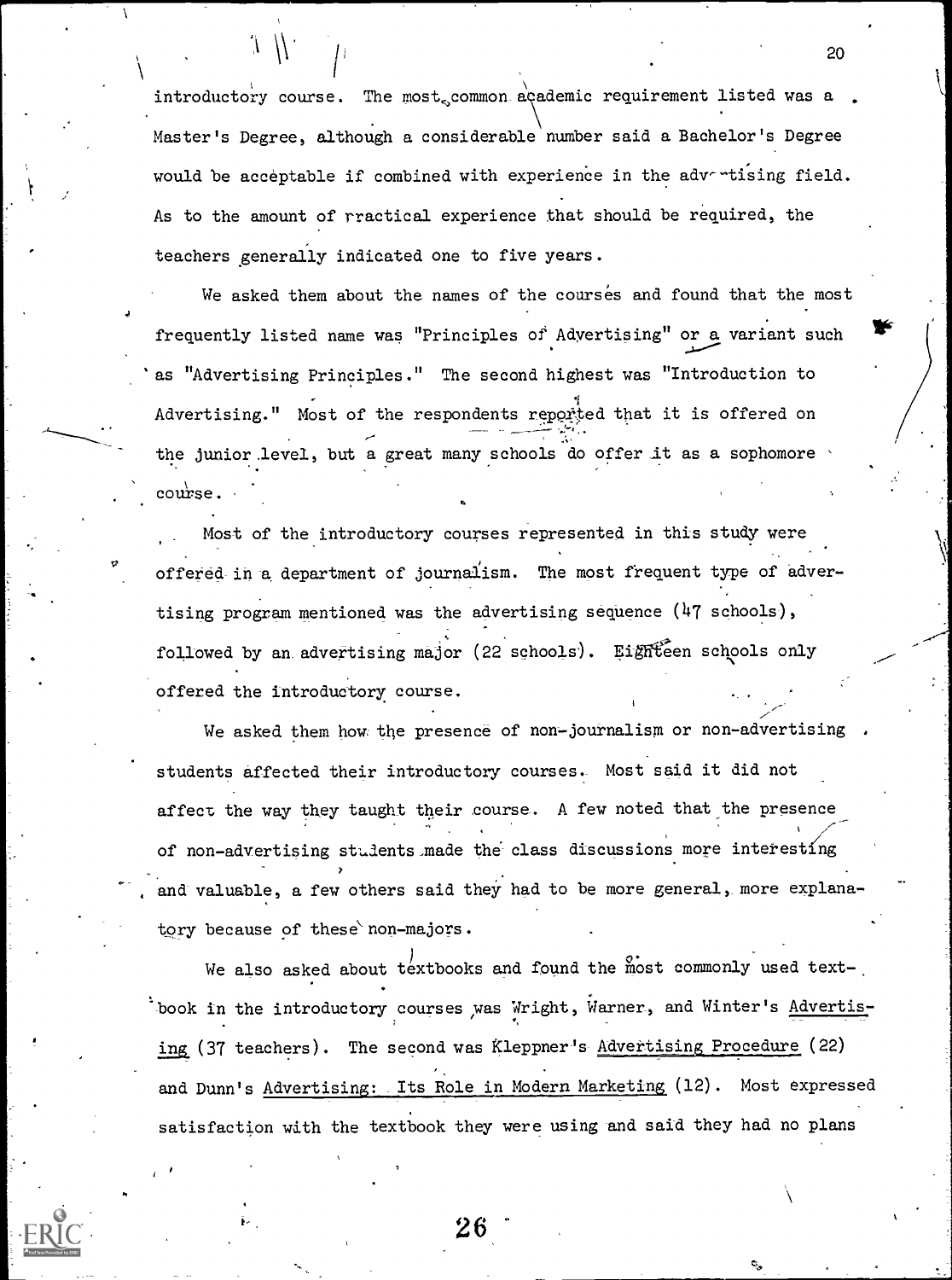introductory course. The most common academic requirement listed was a Master's Degree, although a considerable number said a Bachelor's Degree would be acceptable if combined with experience in the advertising field. As to the amount of practical experience that should be required, the teachers generally indicated one to five years.

We asked them about the names of the courses and found that the most frequently listed name was "Principles of Advertising" or a variant such as "Advertising Principles." The second highest was "Introduction to Advertising." Most of the respondents reported that it is offered on the junior level, but a great many schools do offer it as a sophomore course.

Most of the introductory courses represented in this study were offered in a department of journalism. The most frequent type of advertising program mentioned was the advertising sequence (47 schools), followed by an advertising major (22 schools). Eighteen schools only offered the introductory course.

We asked them how the presence of non-journalism or non-advertising students affected their introductory courses. Most said it did not affect the way they taught their course. A few noted that the presence of non-advertising students made the class discussions more interesting and valuable, a few others said they had to be more general, more explanatory because of these non-majors.

We also asked about textbooks and found the most commonly used textbook in the introductory courses was Wright, Warner, and Winter's _Advertising_ (37 teachers). The second was Kleppner's _Advertising Procedure_ (22) and Dunn's _Advertising: Its Role in Modern Marketing_ (12). Most expressed satisfaction with the textbook they were using and said they had no plans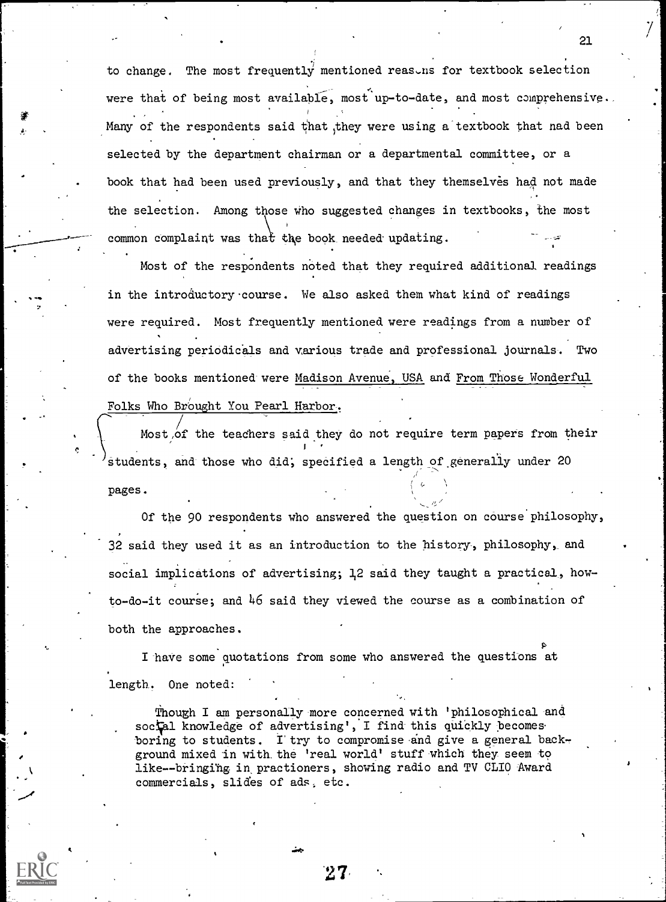to change. The most frequently mentioned reasons for textbook selection were that of being most available, most up-to-date, and most comprehensive. Many of the respondents said that they were using a textbook that had been selected by the department chairman or a departmental committee, or a book that had been used previously, and that they themselves had not made the selection. Among those who suggested changes in textbooks, the most common complaint was that the book needed updating.

Most of the respondents noted that they required additional readings in the introductory course. We also asked them what kind of readings were required. Most frequently mentioned were readings from a number of advertising periodicals and various trade and professional journals. Two of the books mentioned were Madison Avenue, USA and From Those Wonderful Folks Who Brought You Pearl Harbor.

Most of the teachers said they do not require term papers from their students, and those who did, specified a length of generally under 20 pages.

Of the 90 respondents who answered the question on course philosophy, 32 said they used it as an introduction to the history, philosophy, and social implications of advertising; 12 said they taught a practical, how-to-do-it course; and 46 said they viewed the course as a combination of both the approaches.

I have some quotations from some who answered the questions at length. One noted:

> Though I am personally more concerned with 'philosophical and social knowledge of advertising', I find this quickly becomes boring to students. I try to compromise and give a general background mixed in with the 'real world' stuff which they seem to like--bringing in practioners, showing radio and TV CLIO Award commercials, slides of ads, etc.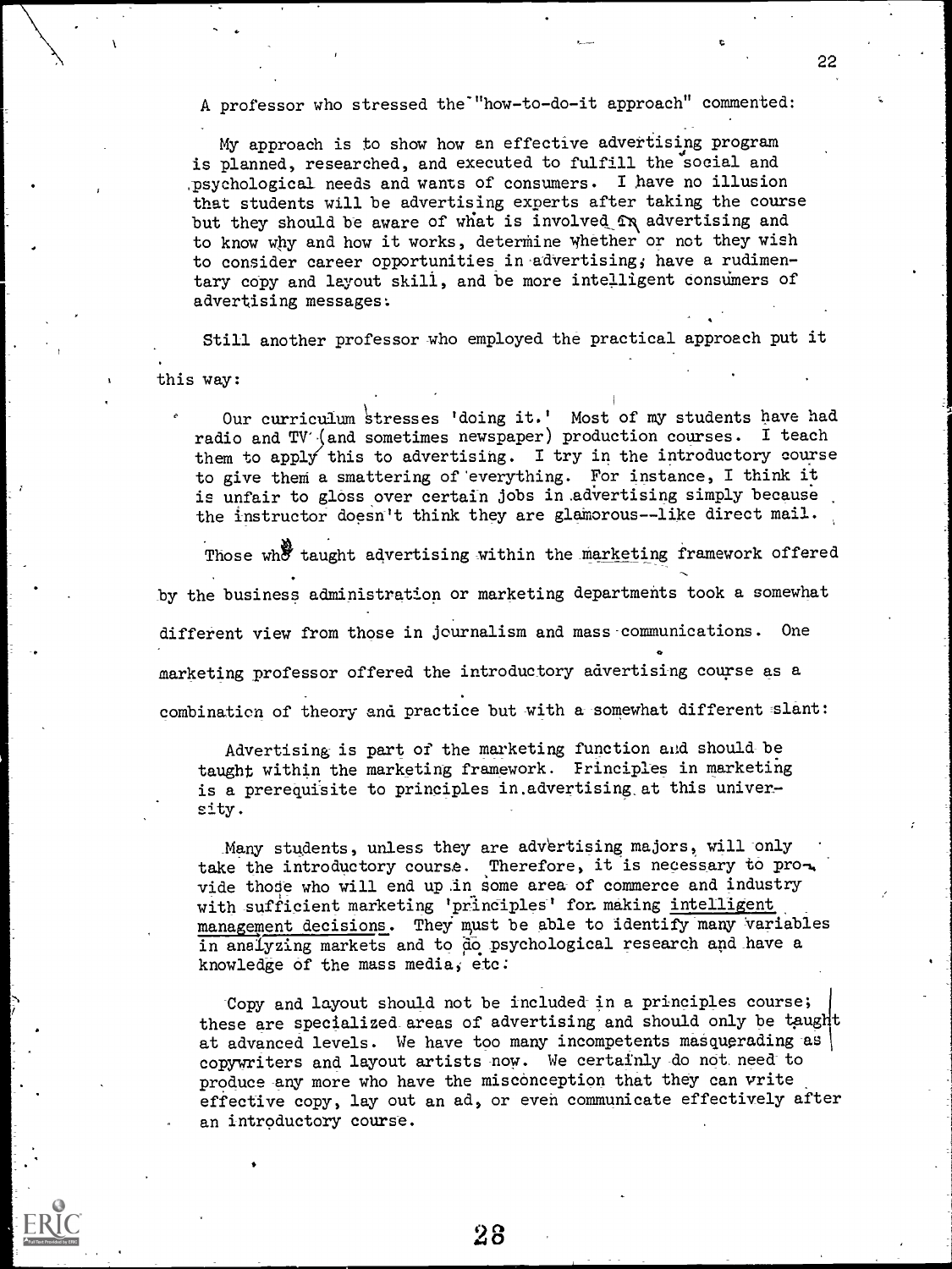A professor who stressed the "how-to-do-it approach" commented:

> My approach is to show how an effective advertising program is planned, researched, and executed to fulfill the social and psychological needs and wants of consumers. I have no illusion that students will be advertising experts after taking the course but they should be aware of what is involved in advertising and to know why and how it works, determine whether or not they wish to consider career opportunities in advertising, have a rudimentary copy and layout skill, and be more intelligent consumers of advertising messages.

Still another professor who employed the practical approach put it this way:

> Our curriculum stresses 'doing it.' Most of my students have had radio and TV (and sometimes newspaper) production courses. I teach them to apply this to advertising. I try in the introductory course to give them a smattering of everything. For instance, I think it is unfair to gloss over certain jobs in advertising simply because the instructor doesn't think they are glamorous--like direct mail.

Those who taught advertising within the marketing framework offered by the business administration or marketing departments took a somewhat different view from those in journalism and mass communications. One marketing professor offered the introductory advertising course as a combination of theory and practice but with a somewhat different slant:

> Advertising is part of the marketing function and should be taught within the marketing framework. Principles in marketing is a prerequisite to principles in advertising at this university.
>
> Many students, unless they are advertising majors, will only take the introductory course. Therefore, it is necessary to provide those who will end up in some area of commerce and industry with sufficient marketing 'principles' for making intelligent management decisions. They must be able to identify many variables in analyzing markets and to do psychological research and have a knowledge of the mass media, etc.
>
> Copy and layout should not be included in a principles course; these are specialized areas of advertising and should only be taught at advanced levels. We have too many incompetents masquerading as copywriters and layout artists now. We certainly do not need to produce any more who have the misconception that they can write effective copy, lay out an ad, or even communicate effectively after an introductory course.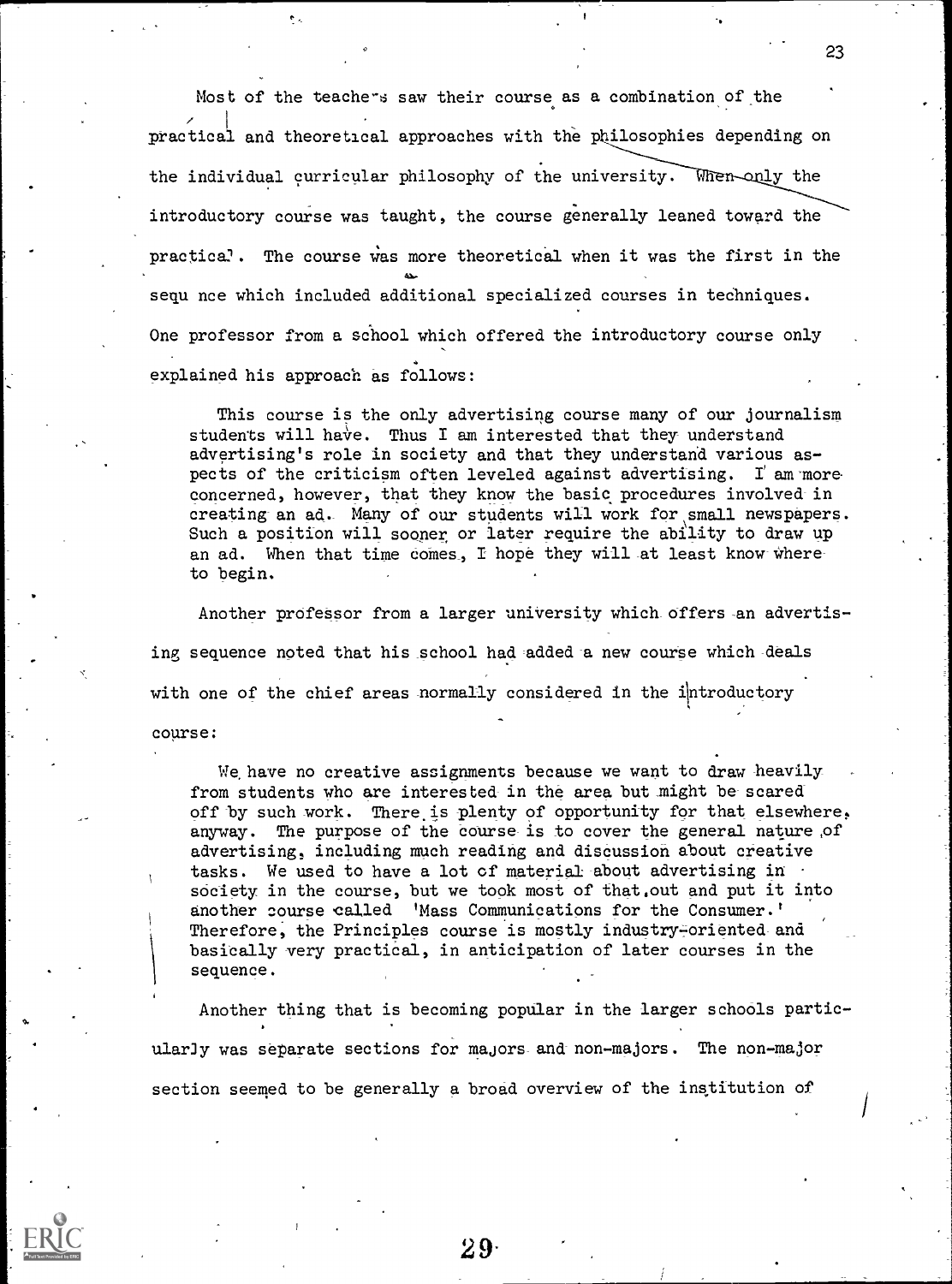Most of the teachers saw their course as a combination of the practical and theoretical approaches with the philosophies depending on the individual curricular philosophy of the university. When only the introductory course was taught, the course generally leaned toward the practical. The course was more theoretical when it was the first in the sequence which included additional specialized courses in techniques. One professor from a school which offered the introductory course only explained his approach as follows:

> This course is the only advertising course many of our journalism students will have. Thus I am interested that they understand advertising's role in society and that they understand various aspects of the criticism often leveled against advertising. I am more concerned, however, that they know the basic procedures involved in creating an ad. Many of our students will work for small newspapers. Such a position will sooner or later require the ability to draw up an ad. When that time comes, I hope they will at least know where to begin.

Another professor from a larger university which offers an advertising sequence noted that his school had added a new course which deals with one of the chief areas normally considered in the introductory course:

> We have no creative assignments because we want to draw heavily from students who are interested in the area but might be scared off by such work. There is plenty of opportunity for that elsewhere, anyway. The purpose of the course is to cover the general nature of advertising, including much reading and discussion about creative tasks. We used to have a lot of material about advertising in society in the course, but we took most of that out and put it into another course called 'Mass Communications for the Consumer.' Therefore, the Principles course is mostly industry-oriented and basically very practical, in anticipation of later courses in the sequence.

Another thing that is becoming popular in the larger schools particularly was separate sections for majors and non-majors. The non-major section seemed to be generally a broad overview of the institution of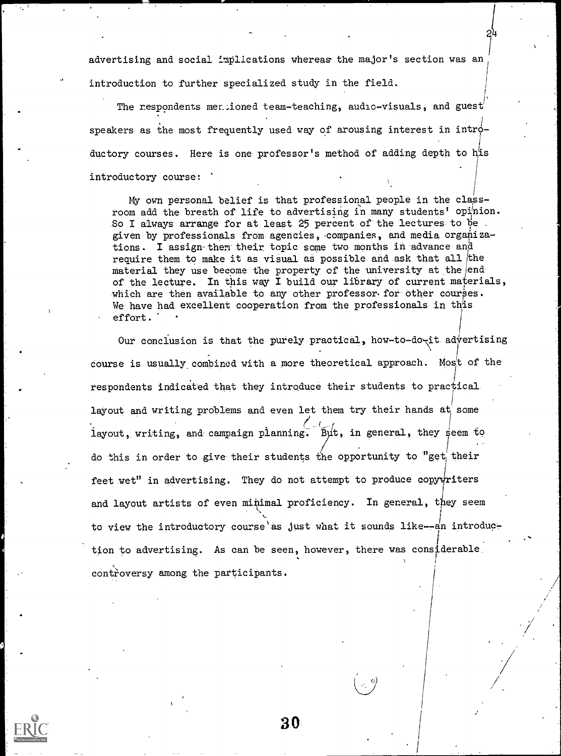advertising and social implications whereas the major's section was an introduction to further specialized study in the field.

The respondents mentioned team-teaching, audio-visuals, and guest speakers as the most frequently used way of arousing interest in introductory courses. Here is one professor's method of adding depth to his introductory course:

> My own personal belief is that professional people in the classroom add the breath of life to advertising in many students' opinion. So I always arrange for at least 25 percent of the lectures to be given by professionals from agencies, companies, and media organizations. I assign them their topic some two months in advance and require them to make it as visual as possible and ask that all the material they use become the property of the university at the end of the lecture. In this way I build our library of current materials, which are then available to any other professor for other courses. We have had excellent cooperation from the professionals in this effort.

Our conclusion is that the purely practical, how-to-do-it advertising course is usually combined with a more theoretical approach. Most of the respondents indicated that they introduce their students to practical layout and writing problems and even let them try their hands at some layout, writing, and campaign planning. But, in general, they seem to do this in order to give their students the opportunity to "get their feet wet" in advertising. They do not attempt to produce copywriters and layout artists of even minimal proficiency. In general, they seem to view the introductory course as just what it sounds like--an introduction to advertising. As can be seen, however, there was considerable controversy among the participants.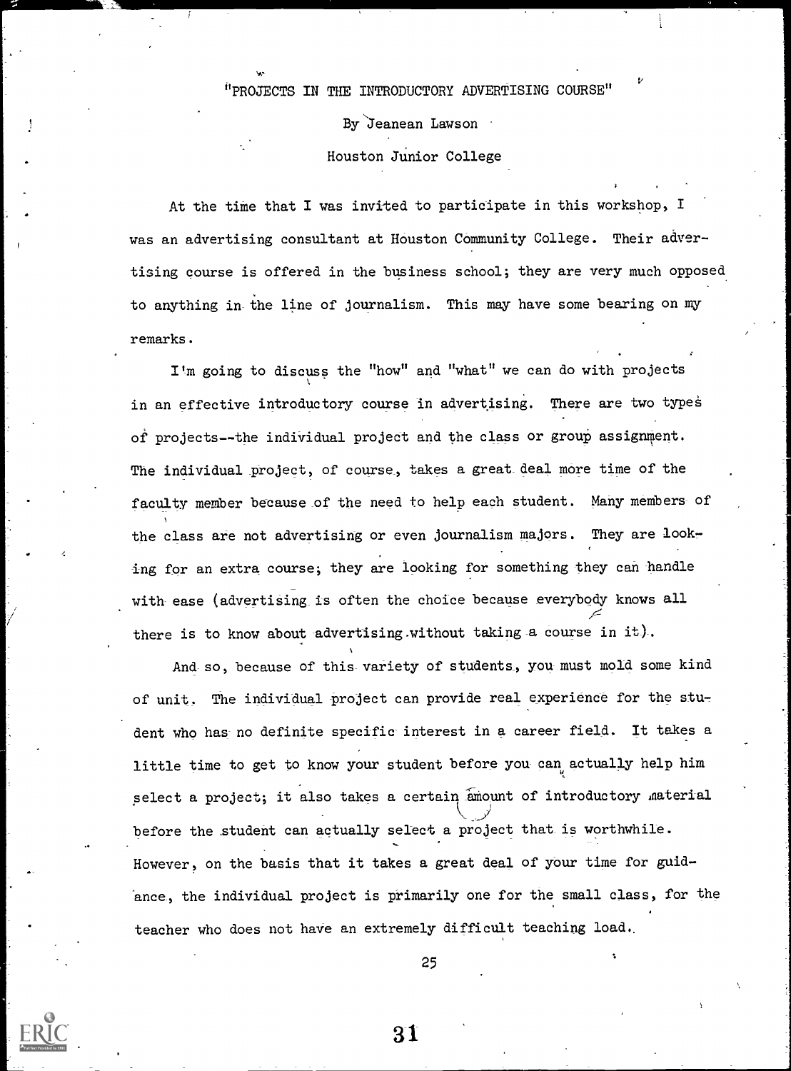"PROJECTS IN THE INTRODUCTORY ADVERTISING COURSE"

By Jeanean Lawson

Houston Junior College

At the time that I was invited to participate in this workshop, I was an advertising consultant at Houston Community College. Their advertising course is offered in the business school; they are very much opposed to anything in the line of journalism. This may have some bearing on my remarks.

I'm going to discuss the "how" and "what" we can do with projects in an effective introductory course in advertising. There are two types of projects--the individual project and the class or group assignment. The individual project, of course, takes a great deal more time of the faculty member because of the need to help each student. Many members of the class are not advertising or even journalism majors. They are looking for an extra course; they are looking for something they can handle with ease (advertising is often the choice because everybody knows all there is to know about advertising without taking a course in it).

And so, because of this variety of students, you must mold some kind of unit. The individual project can provide real experience for the student who has no definite specific interest in a career field. It takes a little time to get to know your student before you can actually help him select a project; it also takes a certain amount of introductory material before the student can actually select a project that is worthwhile. However, on the basis that it takes a great deal of your time for guidance, the individual project is primarily one for the small class, for the teacher who does not have an extremely difficult teaching load.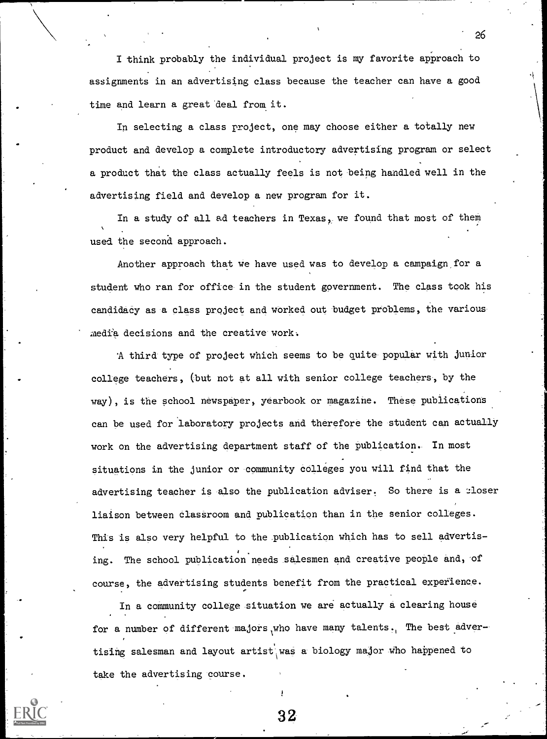I think probably the individual project is my favorite approach to assignments in an advertising class because the teacher can have a good time and learn a great deal from it.

In selecting a class project, one may choose either a totally new product and develop a complete introductory advertising program or select a product that the class actually feels is not being handled well in the advertising field and develop a new program for it.

In a study of all ad teachers in Texas, we found that most of them used the second approach.

Another approach that we have used was to develop a campaign for a student who ran for office in the student government. The class took his candidacy as a class project and worked out budget problems, the various media decisions and the creative work.

A third type of project which seems to be quite popular with junior college teachers, (but not at all with senior college teachers, by the way), is the school newspaper, yearbook or magazine. These publications can be used for laboratory projects and therefore the student can actually work on the advertising department staff of the publication. In most situations in the junior or community colleges you will find that the advertising teacher is also the publication adviser. So there is a closer liaison between classroom and publication than in the senior colleges. This is also very helpful to the publication which has to sell advertising. The school publication needs salesmen and creative people and, of course, the advertising students benefit from the practical experience.

In a community college situation we are actually a clearing house for a number of different majors who have many talents. The best advertising salesman and layout artist was a biology major who happened to take the advertising course.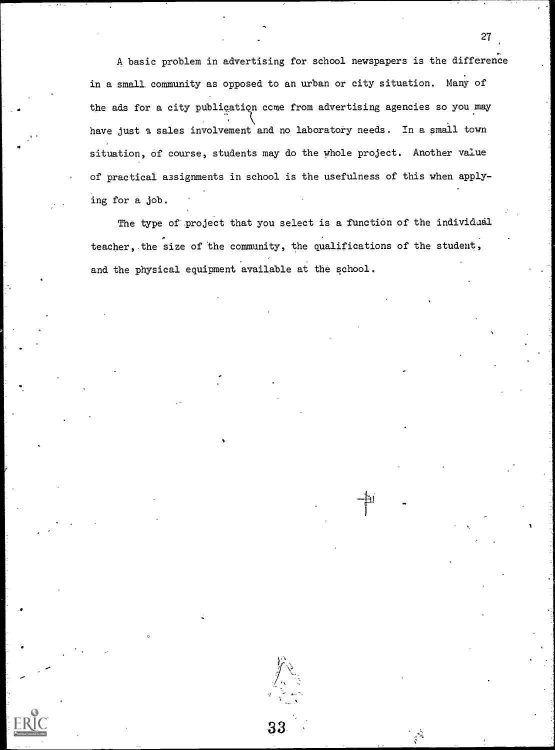A basic problem in advertising for school newspapers is the difference in a small community as opposed to an urban or city situation. Many of the ads for a city publication come from advertising agencies so you may have just a sales involvement and no laboratory needs. In a small town situation, of course, students may do the whole project. Another value of practical assignments in school is the usefulness of this when applying for a job.

The type of project that you select is a function of the individual teacher, the size of the community, the qualifications of the student, and the physical equipment available at the school.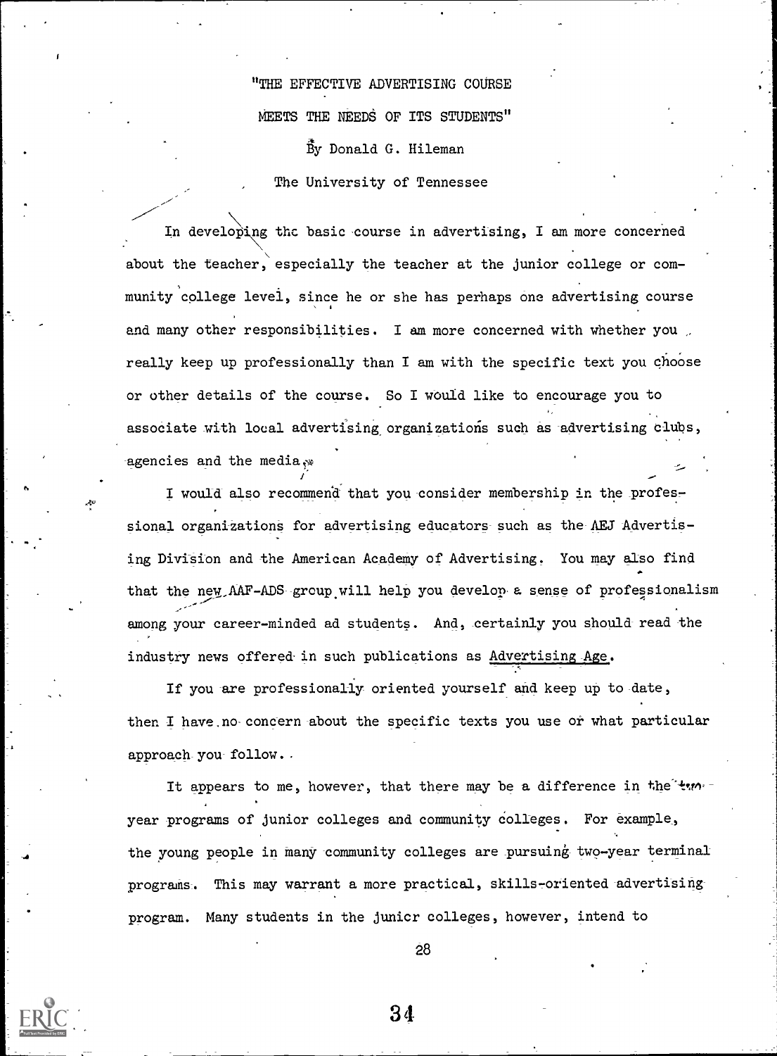# "THE EFFECTIVE ADVERTISING COURSE MEETS THE NEEDS OF ITS STUDENTS"

By Donald G. Hileman

The University of Tennessee

In developing the basic course in advertising, I am more concerned about the teacher, especially the teacher at the junior college or community college level, since he or she has perhaps one advertising course and many other responsibilities. I am more concerned with whether you really keep up professionally than I am with the specific text you choose or other details of the course. So I would like to encourage you to associate with local advertising organizations such as advertising clubs, agencies and the media.

I would also recommend that you consider membership in the professional organizations for advertising educators such as the AEJ Advertising Division and the American Academy of Advertising. You may also find that the new AAF-ADS group will help you develop a sense of professionalism among your career-minded ad students. And, certainly you should read the industry news offered in such publications as Advertising Age.

If you are professionally oriented yourself and keep up to date, then I have no concern about the specific texts you use or what particular approach you follow.

It appears to me, however, that there may be a difference in the two-year programs of junior colleges and community colleges. For example, the young people in many community colleges are pursuing two-year terminal programs. This may warrant a more practical, skills-oriented advertising program. Many students in the junior colleges, however, intend to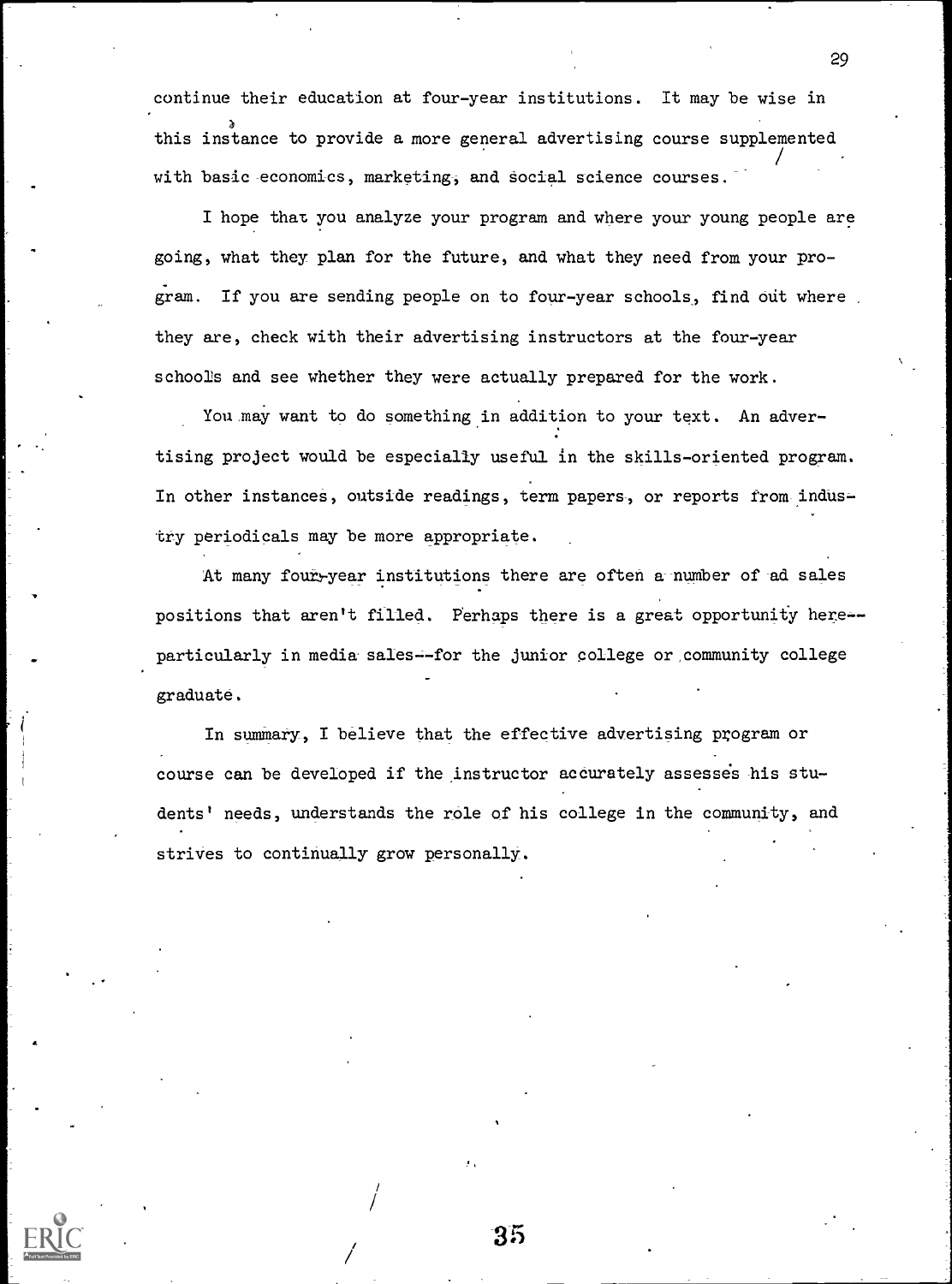continue their education at four-year institutions. It may be wise in this instance to provide a more general advertising course supplemented with basic economics, marketing, and social science courses.

I hope that you analyze your program and where your young people are going, what they plan for the future, and what they need from your program. If you are sending people on to four-year schools, find out where they are, check with their advertising instructors at the four-year schools and see whether they were actually prepared for the work.

You may want to do something in addition to your text. An advertising project would be especially useful in the skills-oriented program. In other instances, outside readings, term papers, or reports from industry periodicals may be more appropriate.

At many four-year institutions there are often a number of ad sales positions that aren't filled. Perhaps there is a great opportunity here--particularly in media sales--for the junior college or community college graduate.

In summary, I believe that the effective advertising program or course can be developed if the instructor accurately assesses his students' needs, understands the role of his college in the community, and strives to continually grow personally.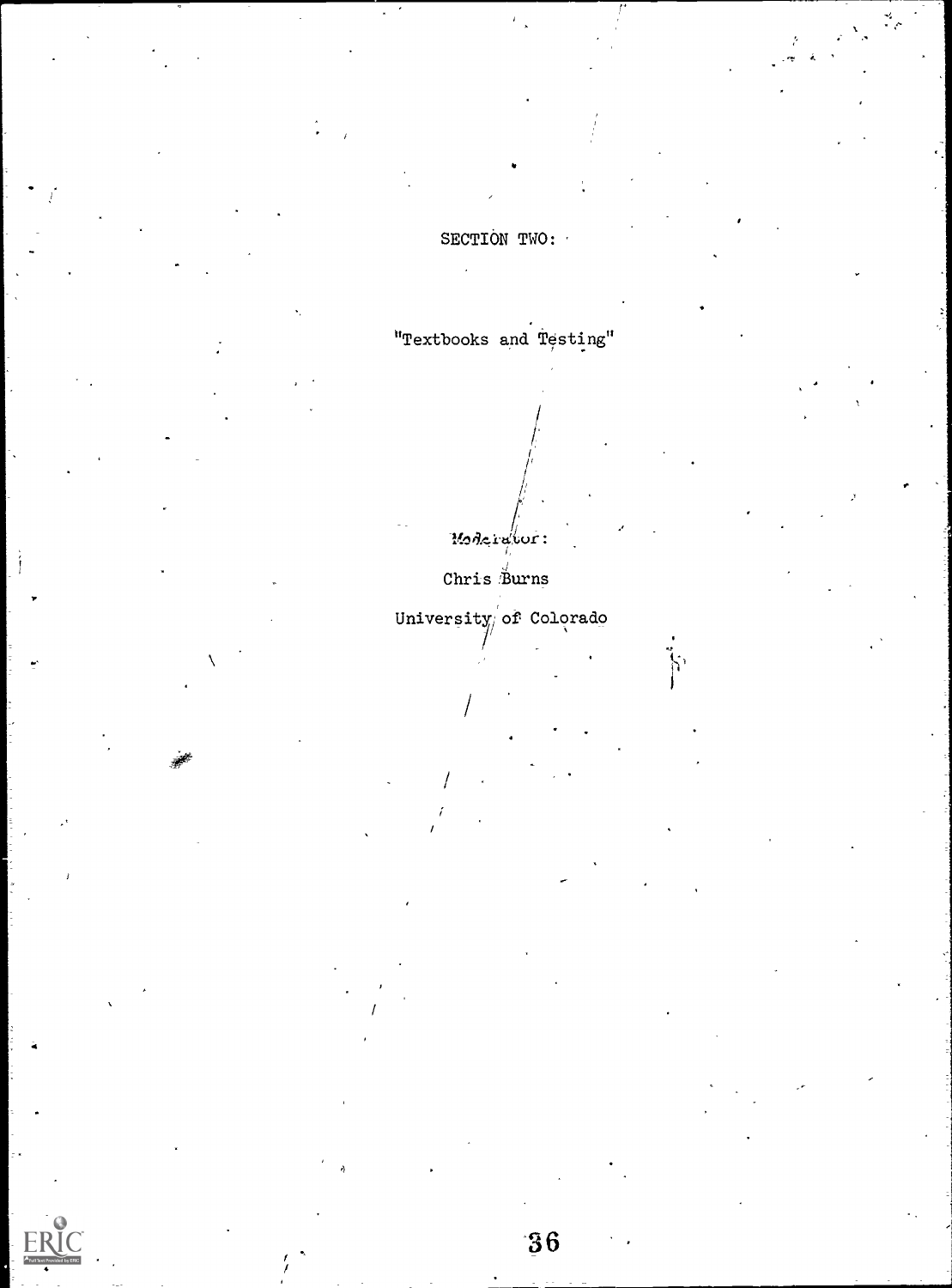## SECTION TWO:

## "Textbooks and Testing"

Moderator:

Chris Burns

University of Colorado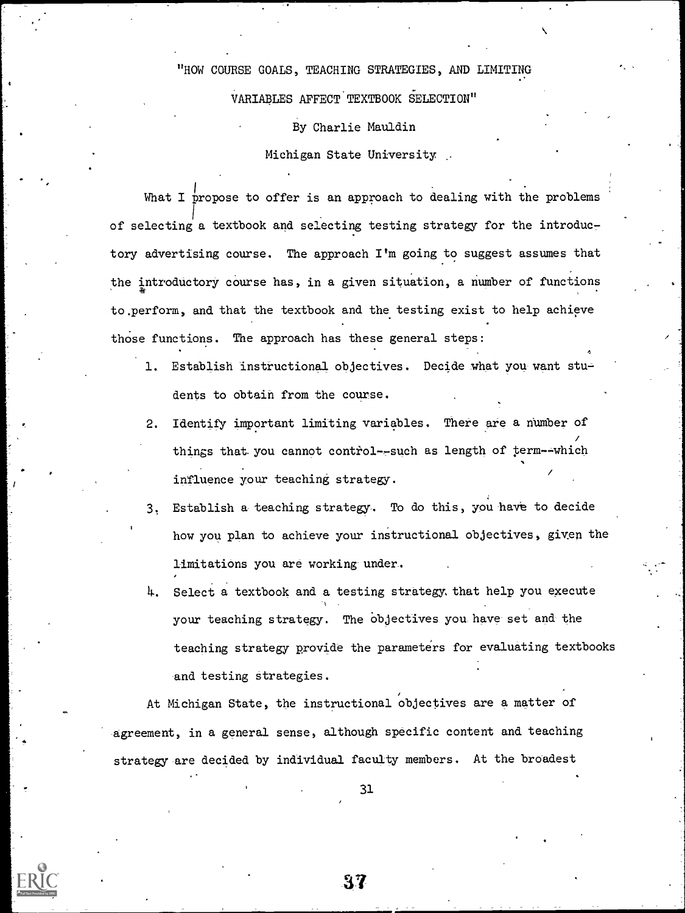"HOW COURSE GOALS, TEACHING STRATEGIES, AND LIMITING VARIABLES AFFECT TEXTBOOK SELECTION"

By Charlie Mauldin

Michigan State University

What I propose to offer is an approach to dealing with the problems of selecting a textbook and selecting testing strategy for the introductory advertising course. The approach I'm going to suggest assumes that the introductory course has, in a given situation, a number of functions to perform, and that the textbook and the testing exist to help achieve those functions. The approach has these general steps:

1. Establish instructional objectives. Decide what you want students to obtain from the course.
2. Identify important limiting variables. There are a number of things that you cannot control--such as length of term--which influence your teaching strategy.
3. Establish a teaching strategy. To do this, you have to decide how you plan to achieve your instructional objectives, given the limitations you are working under.
4. Select a textbook and a testing strategy that help you execute your teaching strategy. The objectives you have set and the teaching strategy provide the parameters for evaluating textbooks and testing strategies.

At Michigan State, the instructional objectives are a matter of agreement, in a general sense, although specific content and teaching strategy are decided by individual faculty members. At the broadest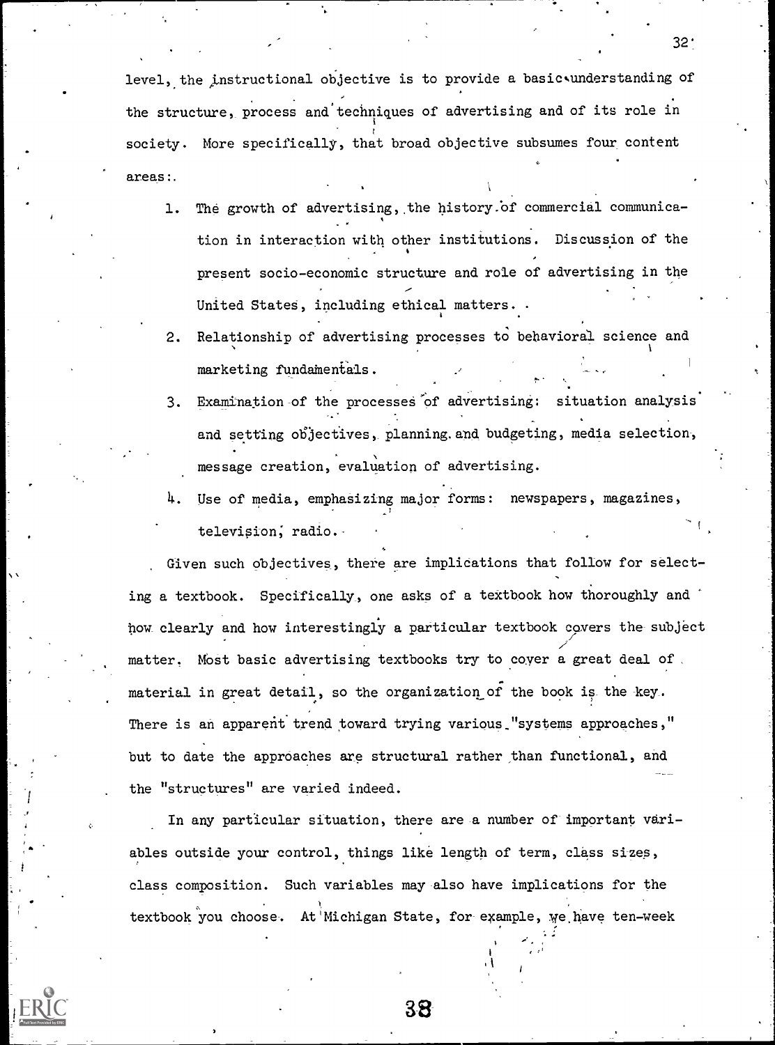level, the instructional objective is to provide a basic understanding of the structure, process and techniques of advertising and of its role in society. More specifically, that broad objective subsumes four content areas:

1. The growth of advertising, the history of commercial communication in interaction with other institutions. Discussion of the present socio-economic structure and role of advertising in the United States, including ethical matters.
2. Relationship of advertising processes to behavioral science and marketing fundamentals.
3. Examination of the processes of advertising: situation analysis and setting objectives, planning and budgeting, media selection, message creation, evaluation of advertising.
4. Use of media, emphasizing major forms: newspapers, magazines, television, radio.

Given such objectives, there are implications that follow for selecting a textbook. Specifically, one asks of a textbook how thoroughly and how clearly and how interestingly a particular textbook covers the subject matter. Most basic advertising textbooks try to cover a great deal of material in great detail, so the organization of the book is the key. There is an apparent trend toward trying various "systems approaches," but to date the approaches are structural rather than functional, and the "structures" are varied indeed.

In any particular situation, there are a number of important variables outside your control, things like length of term, class sizes, class composition. Such variables may also have implications for the textbook you choose. At Michigan State, for example, we have ten-week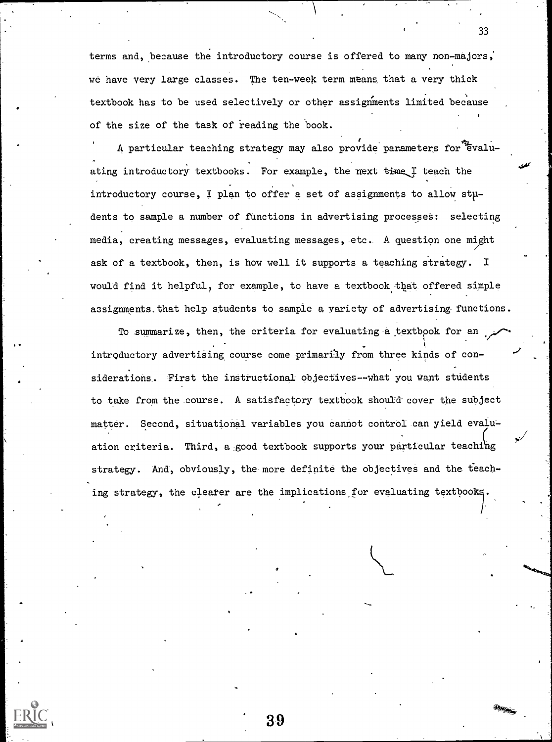terms and, because the introductory course is offered to many non-majors, we have very large classes. The ten-week term means that a very thick textbook has to be used selectively or other assignments limited because of the size of the task of reading the book.

A particular teaching strategy may also provide parameters for evaluating introductory textbooks. For example, the next time I teach the introductory course, I plan to offer a set of assignments to allow students to sample a number of functions in advertising processes: selecting media, creating messages, evaluating messages, etc. A question one might ask of a textbook, then, is how well it supports a teaching strategy. I would find it helpful, for example, to have a textbook that offered simple assignments that help students to sample a variety of advertising functions.

To summarize, then, the criteria for evaluating a textbook for an introductory advertising course come primarily from three kinds of considerations. First the instructional objectives--what you want students to take from the course. A satisfactory textbook should cover the subject matter. Second, situational variables you cannot control can yield evaluation criteria. Third, a good textbook supports your particular teaching strategy. And, obviously, the more definite the objectives and the teaching strategy, the clearer are the implications for evaluating textbooks.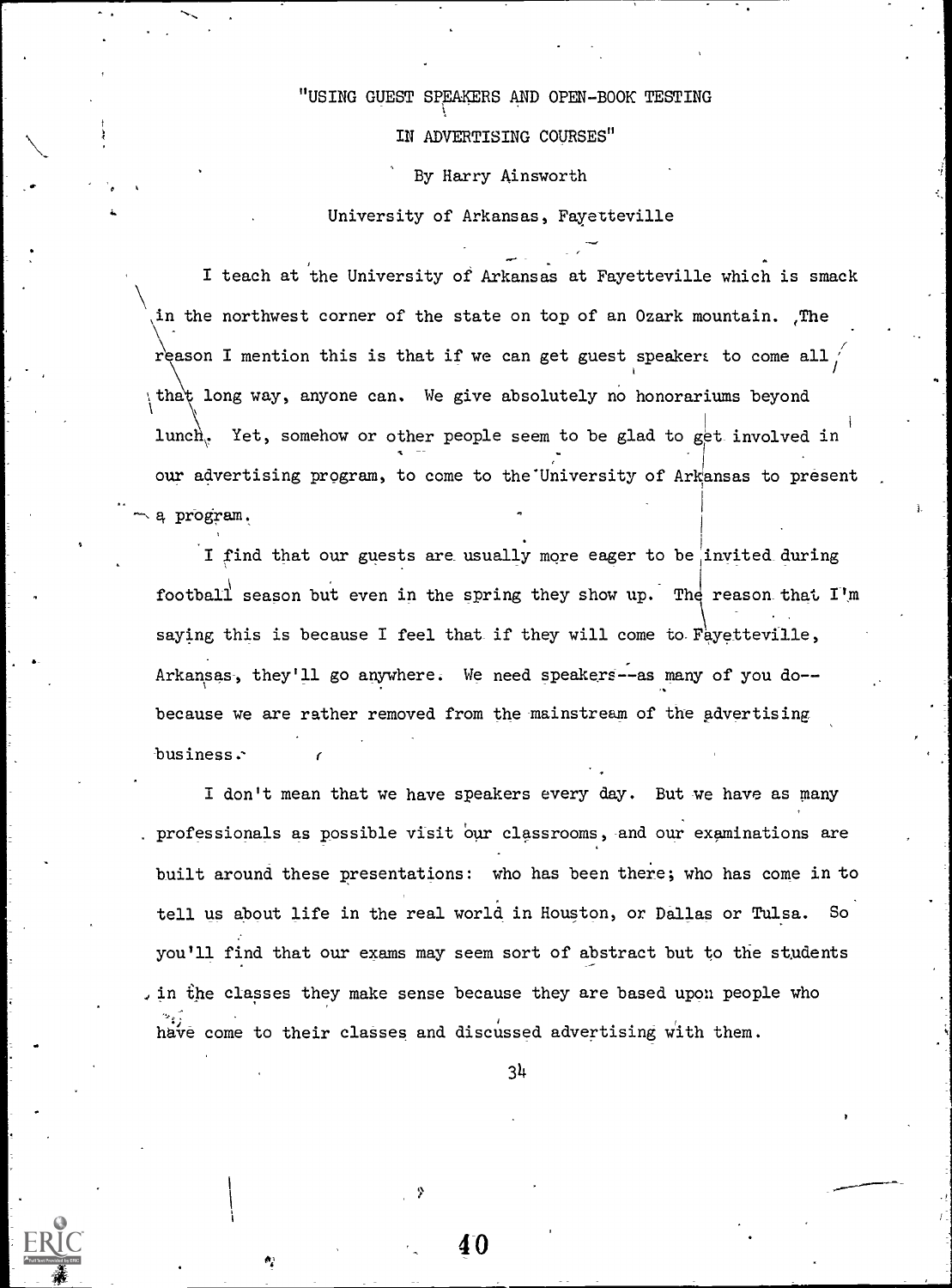# "USING GUEST SPEAKERS AND OPEN-BOOK TESTING IN ADVERTISING COURSES"

By Harry Ainsworth

University of Arkansas, Fayetteville

I teach at the University of Arkansas at Fayetteville which is smack in the northwest corner of the state on top of an Ozark mountain. The reason I mention this is that if we can get guest speakers to come all that long way, anyone can. We give absolutely no honorariums beyond lunch. Yet, somehow or other people seem to be glad to get involved in our advertising program, to come to the University of Arkansas to present a program.

I find that our guests are usually more eager to be invited during football season but even in the spring they show up. The reason that I'm saying this is because I feel that if they will come to Fayetteville, Arkansas, they'll go anywhere. We need speakers--as many of you do--because we are rather removed from the mainstream of the advertising business.

I don't mean that we have speakers every day. But we have as many professionals as possible visit our classrooms, and our examinations are built around these presentations: who has been there; who has come in to tell us about life in the real world in Houston, or Dallas or Tulsa. So you'll find that our exams may seem sort of abstract but to the students in the classes they make sense because they are based upon people who have come to their classes and discussed advertising with them.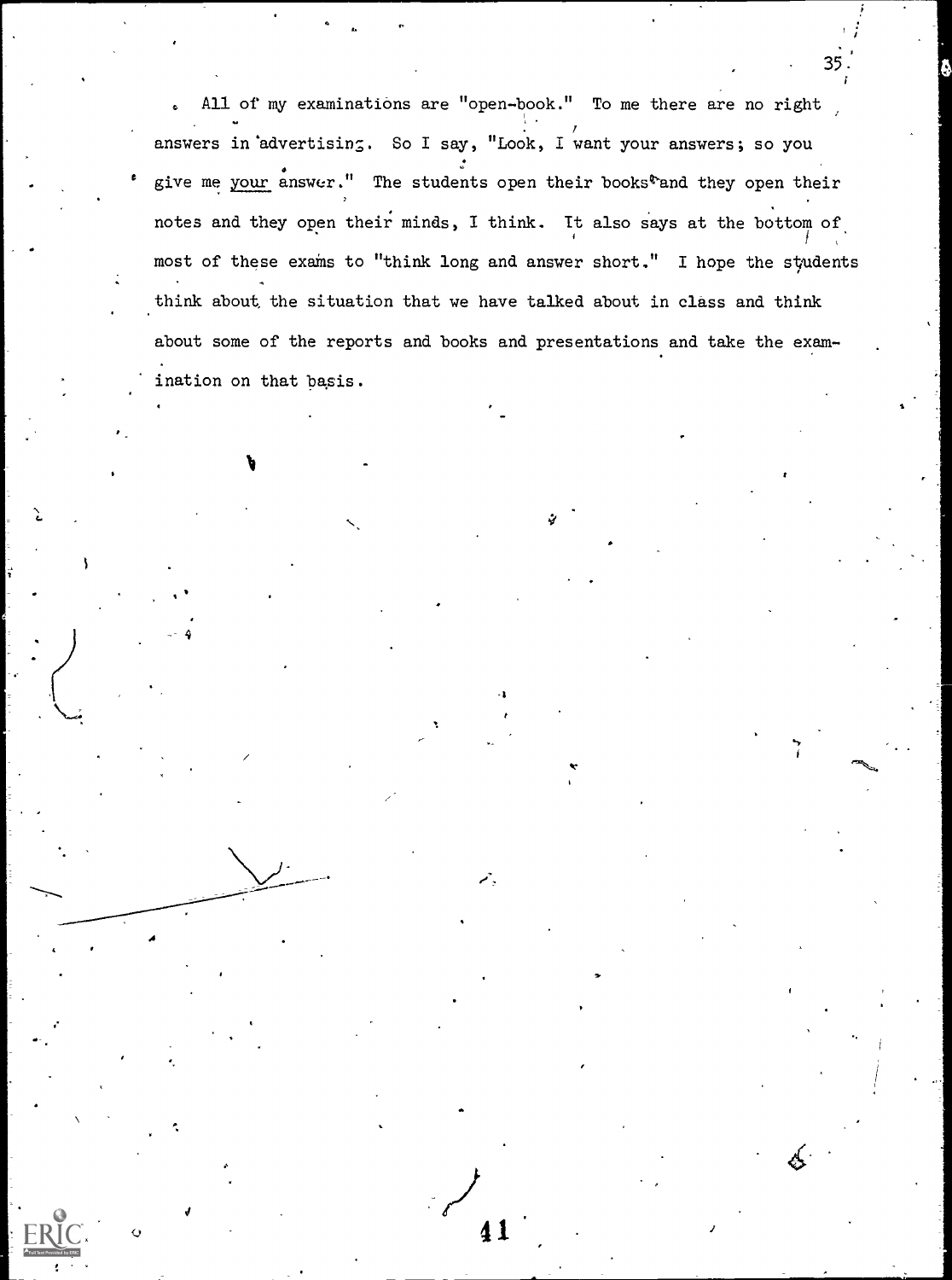All of my examinations are "open-book." To me there are no right answers in advertising. So I say, "Look, I want your answers; so you give me *your* answer." The students open their books and they open their notes and they open their minds, I think. It also says at the bottom of most of these exams to "think long and answer short." I hope the students think about the situation that we have talked about in class and think about some of the reports and books and presentations and take the examination on that basis.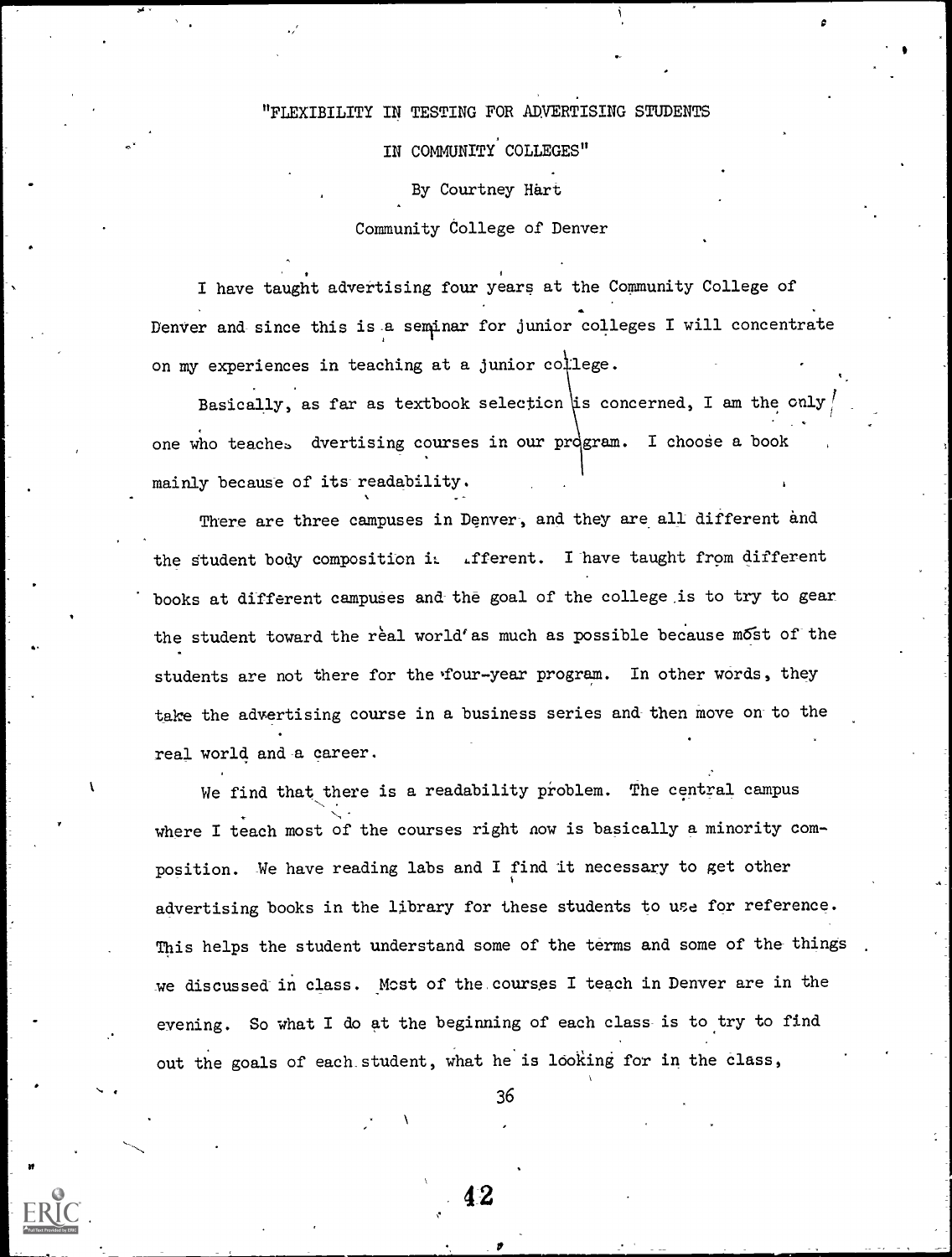"FLEXIBILITY IN TESTING FOR ADVERTISING STUDENTS IN COMMUNITY COLLEGES"

By Courtney Hart

Community College of Denver

I have taught advertising four years at the Community College of Denver and since this is a seminar for junior colleges I will concentrate on my experiences in teaching at a junior college.

Basically, as far as textbook selection is concerned, I am the only one who teaches dvertising courses in our program. I choose a book mainly because of its readability.

There are three campuses in Denver, and they are all different and the student body composition is fferent. I have taught from different books at different campuses and the goal of the college is to try to gear the student toward the real world as much as possible because most of the students are not there for the four-year program. In other words, they take the advertising course in a business series and then move on to the real world and a career.

We find that there is a readability problem. The central campus where I teach most of the courses right now is basically a minority composition. We have reading labs and I find it necessary to get other advertising books in the library for these students to use for reference. This helps the student understand some of the terms and some of the things we discussed in class. Most of the courses I teach in Denver are in the evening. So what I do at the beginning of each class is to try to find out the goals of each student, what he is looking for in the class,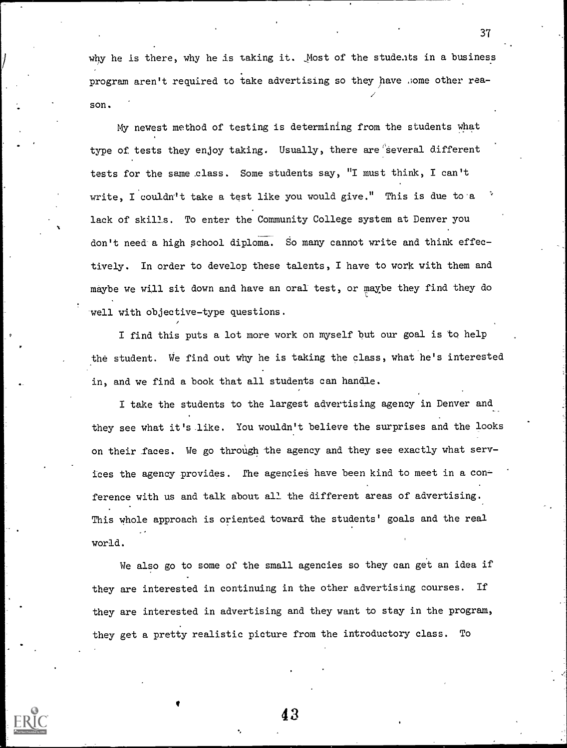why he is there, why he is taking it. Most of the students in a business program aren't required to take advertising so they have some other reason.

My newest method of testing is determining from the students what type of tests they enjoy taking. Usually, there are several different tests for the same class. Some students say, "I must think, I can't write, I couldn't take a test like you would give." This is due to a lack of skills. To enter the Community College system at Denver you don't need a high school diploma. So many cannot write and think effectively. In order to develop these talents, I have to work with them and maybe we will sit down and have an oral test, or maybe they find they do well with objective-type questions.

I find this puts a lot more work on myself but our goal is to help the student. We find out why he is taking the class, what he's interested in, and we find a book that all students can handle.

I take the students to the largest advertising agency in Denver and they see what it's like. You wouldn't believe the surprises and the looks on their faces. We go through the agency and they see exactly what services the agency provides. The agencies have been kind to meet in a conference with us and talk about all the different areas of advertising. This whole approach is oriented toward the students' goals and the real world.

We also go to some of the small agencies so they can get an idea if they are interested in continuing in the other advertising courses. If they are interested in advertising and they want to stay in the program, they get a pretty realistic picture from the introductory class. To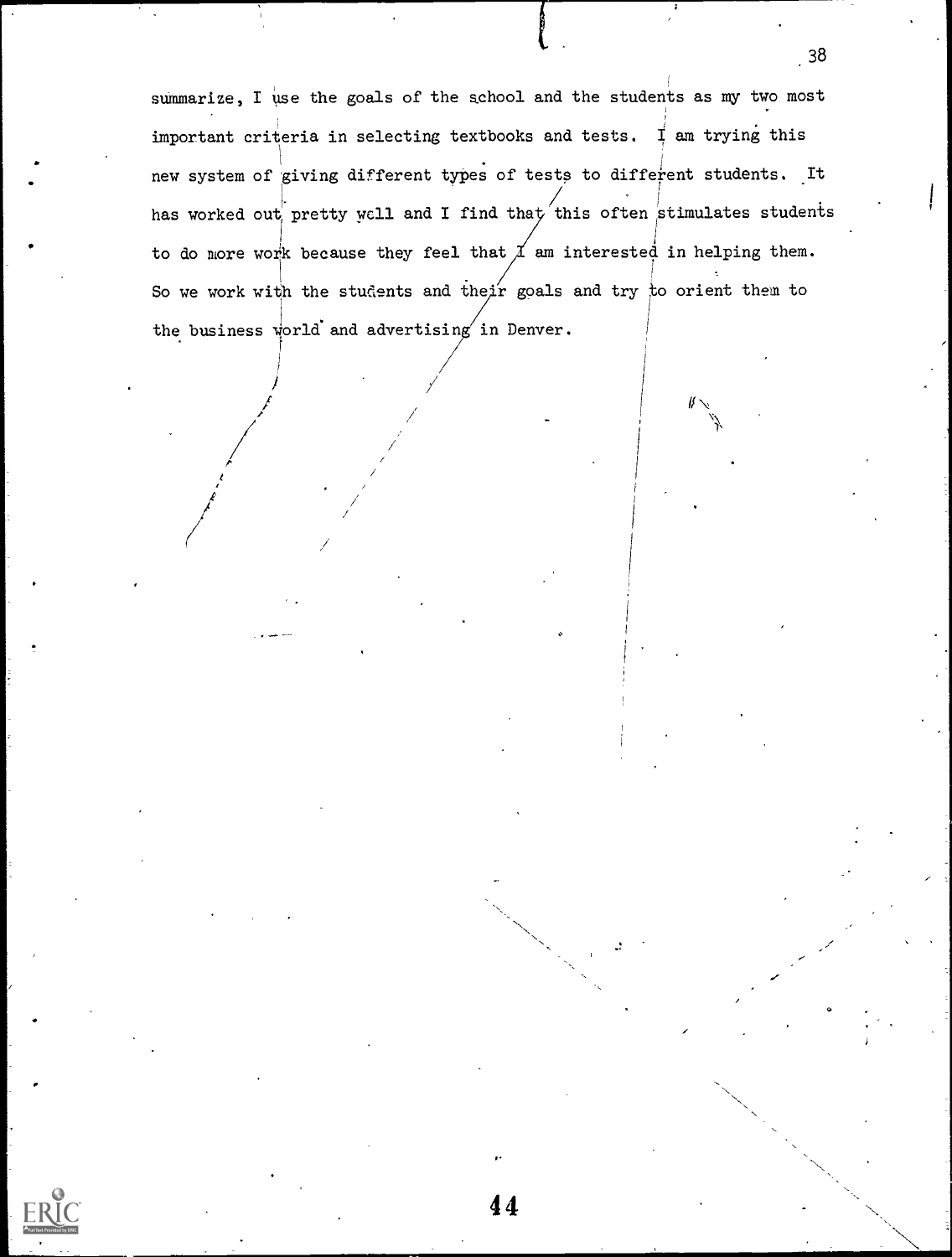summarize, I use the goals of the school and the students as my two most important criteria in selecting textbooks and tests. I am trying this new system of giving different types of tests to different students. It has worked out pretty well and I find that this often stimulates students to do more work because they feel that I am interested in helping them. So we work with the students and their goals and try to orient them to the business world and advertising in Denver.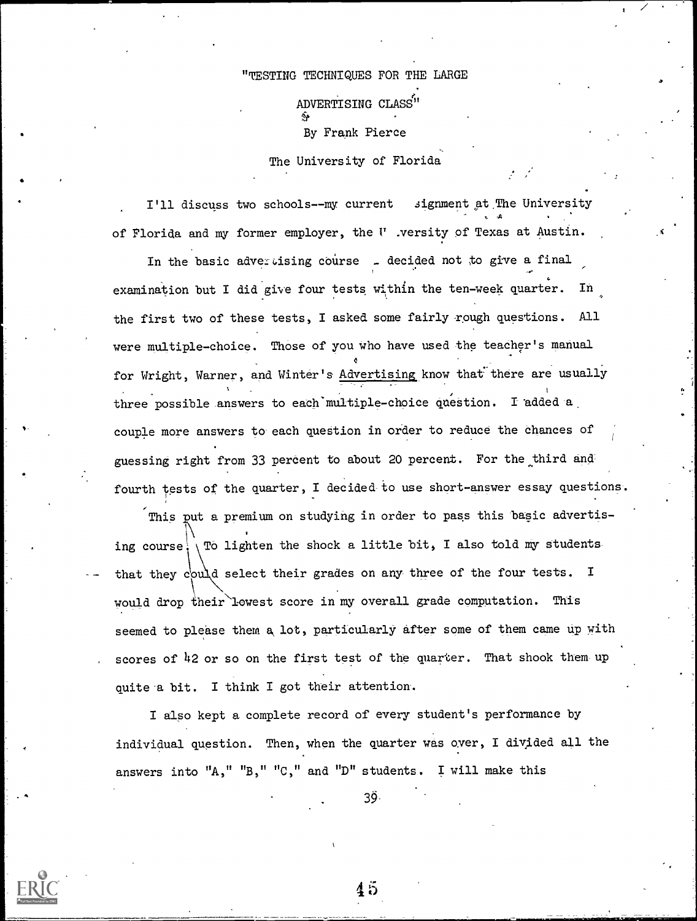"TESTING TECHNIQUES FOR THE LARGE ADVERTISING CLASS"

By Frank Pierce

The University of Florida

I'll discuss two schools--my current signment at The University of Florida and my former employer, the U .versity of Texas at Austin.

In the basic adve.tising course . decided not to give a final examination but I did give four tests within the ten-week quarter. In the first two of these tests, I asked some fairly rough questions. All were multiple-choice. Those of you who have used the teacher's manual for Wright, Warner, and Winter's Advertising know that there are usually three possible answers to each multiple-choice question. I added a couple more answers to each question in order to reduce the chances of guessing right from 33 percent to about 20 percent. For the third and fourth tests of the quarter, I decided to use short-answer essay questions.

This put a premium on studying in order to pass this basic advertising course. To lighten the shock a little bit, I also told my students that they could select their grades on any three of the four tests. I would drop their lowest score in my overall grade computation. This seemed to please them a lot, particularly after some of them came up with scores of 42 or so on the first test of the quarter. That shook them up quite a bit. I think I got their attention.

I also kept a complete record of every student's performance by individual question. Then, when the quarter was over, I divided all the answers into "A," "B," "C," and "D" students. I will make this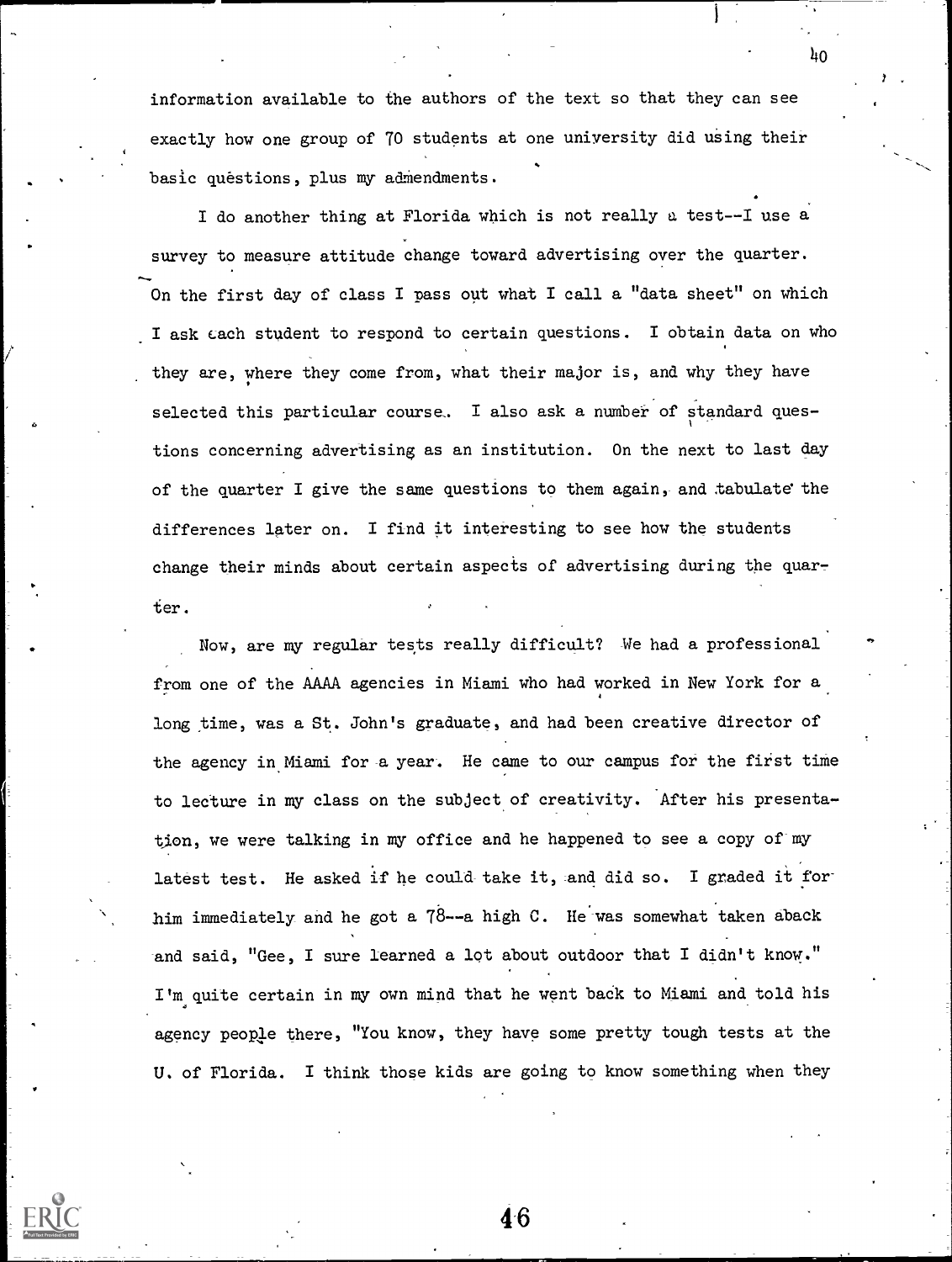information available to the authors of the text so that they can see exactly how one group of 70 students at one university did using their basic questions, plus my admendments.

I do another thing at Florida which is not really a test--I use a survey to measure attitude change toward advertising over the quarter. On the first day of class I pass out what I call a "data sheet" on which I ask each student to respond to certain questions. I obtain data on who they are, where they come from, what their major is, and why they have selected this particular course. I also ask a number of standard questions concerning advertising as an institution. On the next to last day of the quarter I give the same questions to them again, and tabulate the differences later on. I find it interesting to see how the students change their minds about certain aspects of advertising during the quarter.

Now, are my regular tests really difficult? We had a professional from one of the AAAA agencies in Miami who had worked in New York for a long time, was a St. John's graduate, and had been creative director of the agency in Miami for a year. He came to our campus for the first time to lecture in my class on the subject of creativity. After his presentation, we were talking in my office and he happened to see a copy of my latest test. He asked if he could take it, and did so. I graded it for him immediately and he got a 78--a high C. He was somewhat taken aback and said, "Gee, I sure learned a lot about outdoor that I didn't know." I'm quite certain in my own mind that he went back to Miami and told his agency people there, "You know, they have some pretty tough tests at the U. of Florida. I think those kids are going to know something when they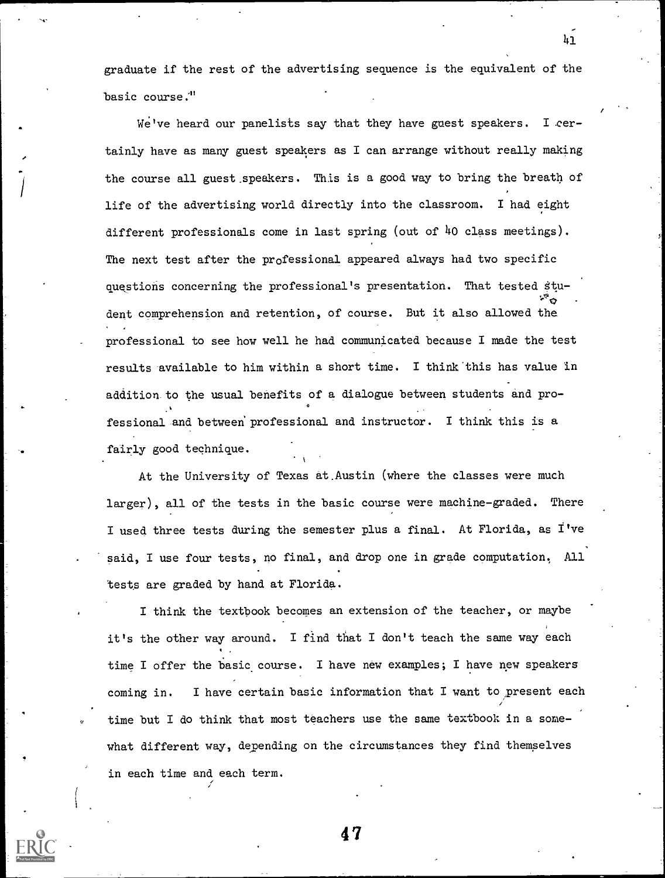graduate if the rest of the advertising sequence is the equivalent of the basic course."

We've heard our panelists say that they have guest speakers. I certainly have as many guest speakers as I can arrange without really making the course all guest speakers. This is a good way to bring the breath of life of the advertising world directly into the classroom. I had eight different professionals come in last spring (out of 40 class meetings). The next test after the professional appeared always had two specific questions concerning the professional's presentation. That tested student comprehension and retention, of course. But it also allowed the professional to see how well he had communicated because I made the test results available to him within a short time. I think this has value in addition to the usual benefits of a dialogue between students and professional and between professional and instructor. I think this is a fairly good technique.

At the University of Texas at Austin (where the classes were much larger), all of the tests in the basic course were machine-graded. There I used three tests during the semester plus a final. At Florida, as I've said, I use four tests, no final, and drop one in grade computation. All tests are graded by hand at Florida.

I think the textbook becomes an extension of the teacher, or maybe it's the other way around. I find that I don't teach the same way each time I offer the basic course. I have new examples; I have new speakers coming in. I have certain basic information that I want to present each time but I do think that most teachers use the same textbook in a somewhat different way, depending on the circumstances they find themselves in each time and each term.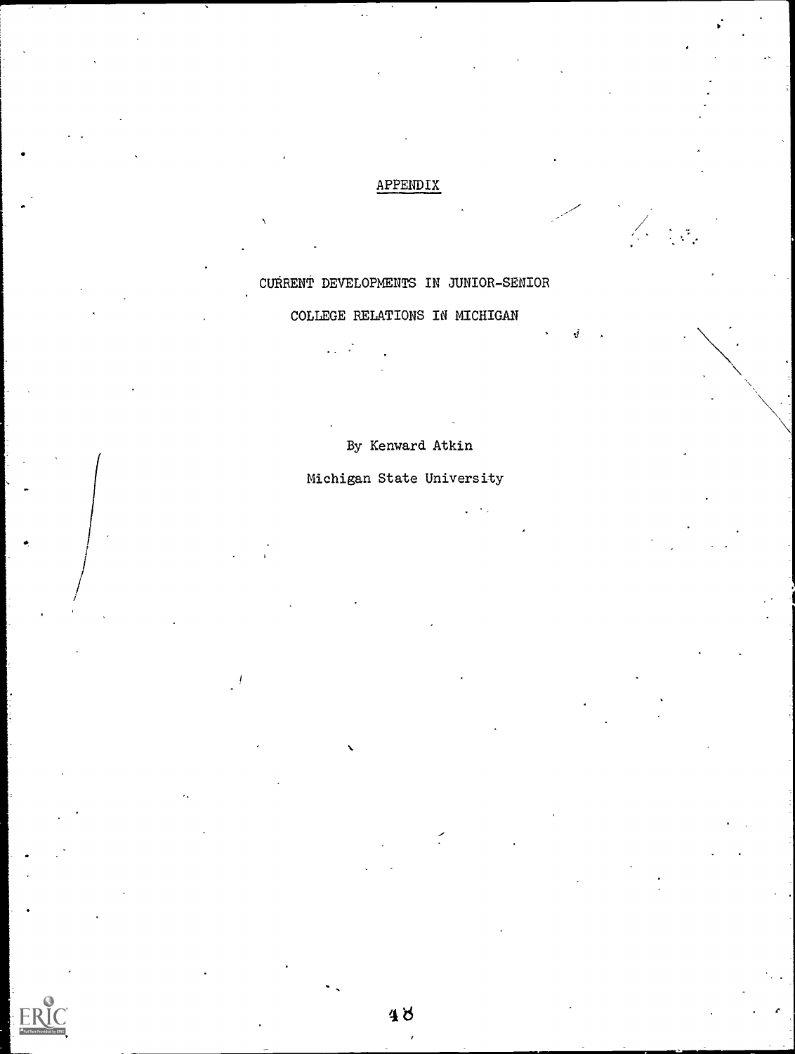# APPENDIX

## CURRENT DEVELOPMENTS IN JUNIOR-SENIOR COLLEGE RELATIONS IN MICHIGAN

By Kenward Atkin

Michigan State University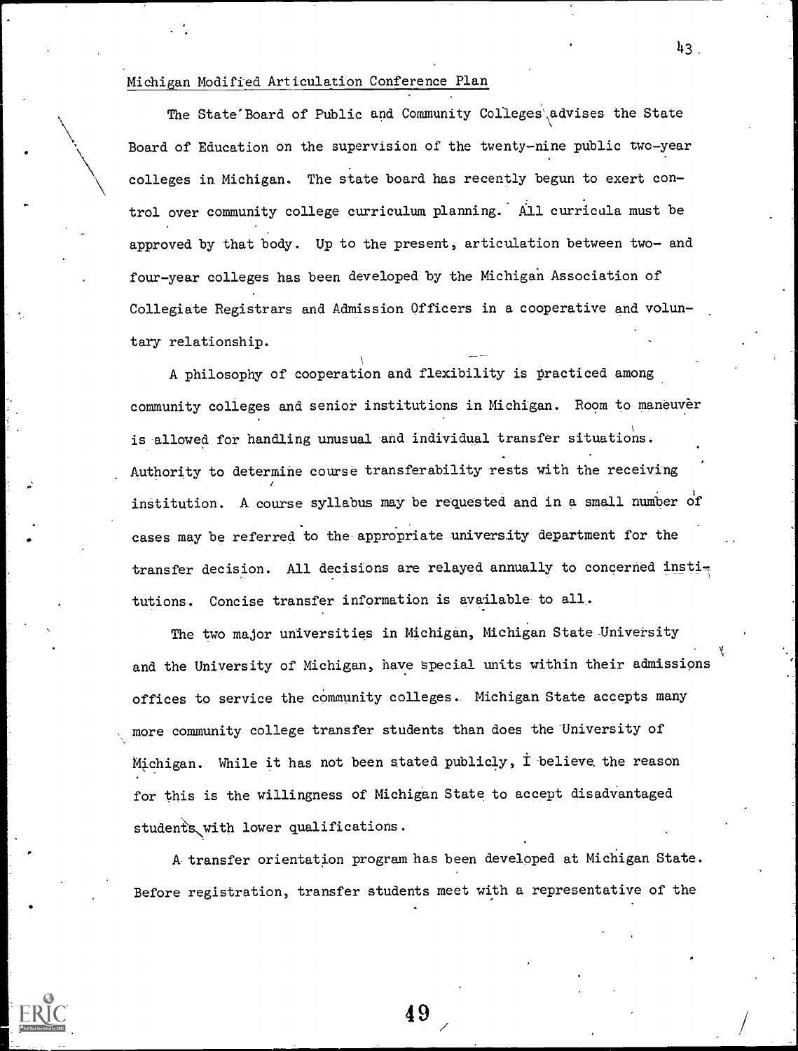Michigan Modified Articulation Conference Plan

The State Board of Public and Community Colleges advises the State Board of Education on the supervision of the twenty-nine public two-year colleges in Michigan. The state board has recently begun to exert control over community college curriculum planning. All curricula must be approved by that body. Up to the present, articulation between two- and four-year colleges has been developed by the Michigan Association of Collegiate Registrars and Admission Officers in a cooperative and voluntary relationship.

A philosophy of cooperation and flexibility is practiced among community colleges and senior institutions in Michigan. Room to maneuver is allowed for handling unusual and individual transfer situations. Authority to determine course transferability rests with the receiving institution. A course syllabus may be requested and in a small number of cases may be referred to the appropriate university department for the transfer decision. All decisions are relayed annually to concerned institutions. Concise transfer information is available to all.

The two major universities in Michigan, Michigan State University and the University of Michigan, have special units within their admissions offices to service the community colleges. Michigan State accepts many more community college transfer students than does the University of Michigan. While it has not been stated publicly, I believe the reason for this is the willingness of Michigan State to accept disadvantaged students with lower qualifications.

A transfer orientation program has been developed at Michigan State. Before registration, transfer students meet with a representative of the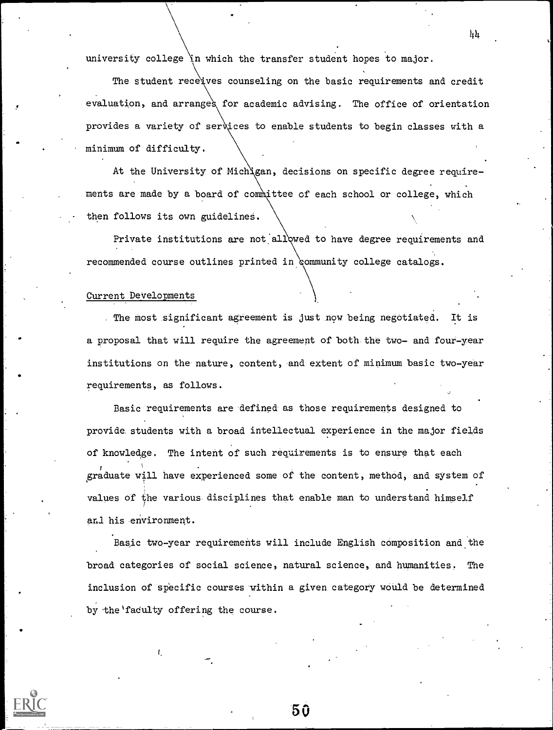university college in which the transfer student hopes to major.

The student receives counseling on the basic requirements and credit evaluation, and arranges for academic advising. The office of orientation provides a variety of services to enable students to begin classes with a minimum of difficulty.

At the University of Michigan, decisions on specific degree requirements are made by a board of committee of each school or college, which then follows its own guidelines.

Private institutions are not allowed to have degree requirements and recommended course outlines printed in community college catalogs.

Current Developments

The most significant agreement is just now being negotiated. It is a proposal that will require the agreement of both the two- and four-year institutions on the nature, content, and extent of minimum basic two-year requirements, as follows.

Basic requirements are defined as those requirements designed to provide students with a broad intellectual experience in the major fields of knowledge. The intent of such requirements is to ensure that each graduate will have experienced some of the content, method, and system of values of the various disciplines that enable man to understand himself and his environment.

Basic two-year requirements will include English composition and the broad categories of social science, natural science, and humanities. The inclusion of specific courses within a given category would be determined by the faculty offering the course.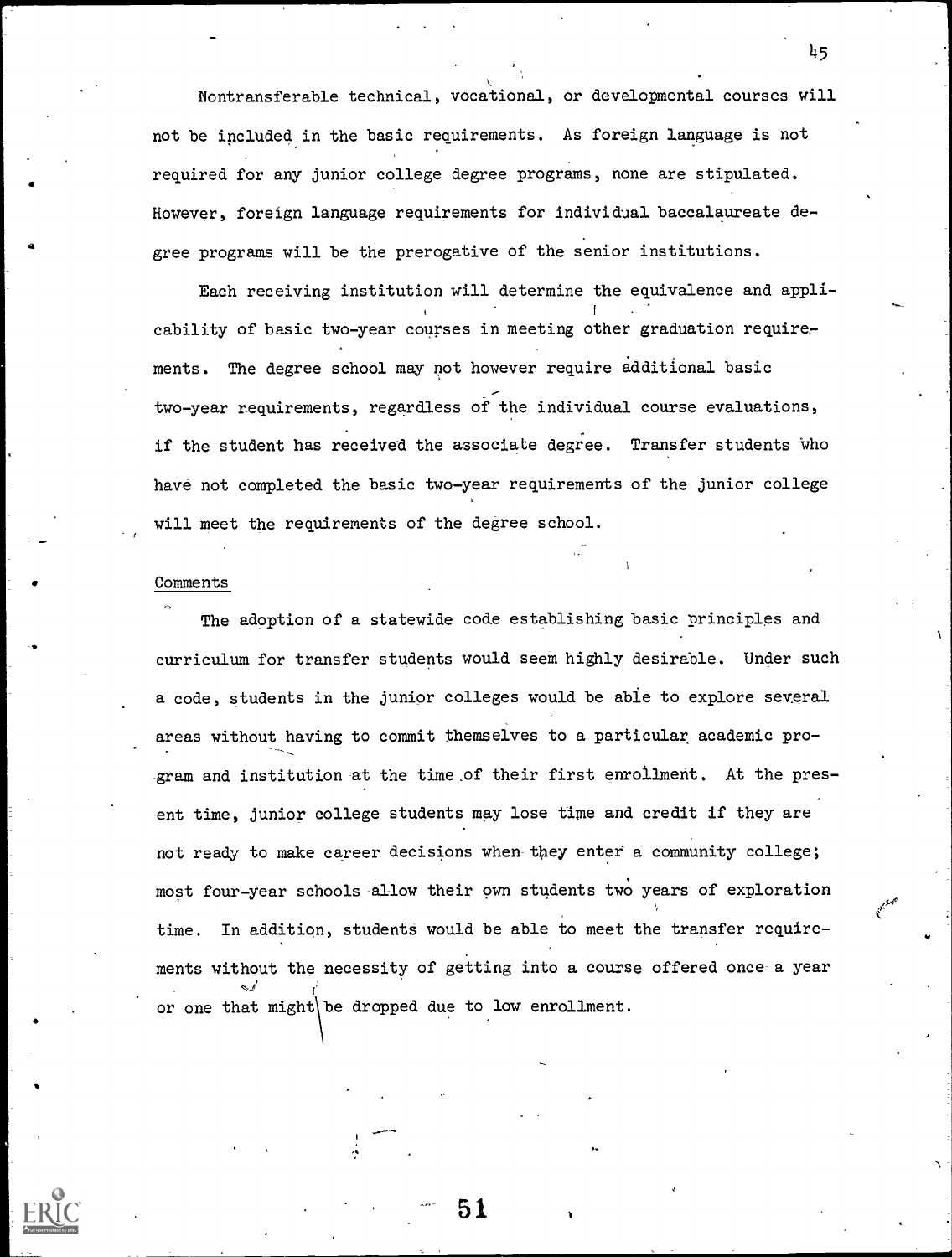Nontransferable technical, vocational, or developmental courses will not be included in the basic requirements. As foreign language is not required for any junior college degree programs, none are stipulated. However, foreign language requirements for individual baccalaureate degree programs will be the prerogative of the senior institutions.

Each receiving institution will determine the equivalence and applicability of basic two-year courses in meeting other graduation requirements. The degree school may not however require additional basic two-year requirements, regardless of the individual course evaluations, if the student has received the associate degree. Transfer students who have not completed the basic two-year requirements of the junior college will meet the requirements of the degree school.

Comments

The adoption of a statewide code establishing basic principles and curriculum for transfer students would seem highly desirable. Under such a code, students in the junior colleges would be able to explore several areas without having to commit themselves to a particular academic program and institution at the time of their first enrollment. At the present time, junior college students may lose time and credit if they are not ready to make career decisions when they enter a community college; most four-year schools allow their own students two years of exploration time. In addition, students would be able to meet the transfer requirements without the necessity of getting into a course offered once a year or one that might be dropped due to low enrollment.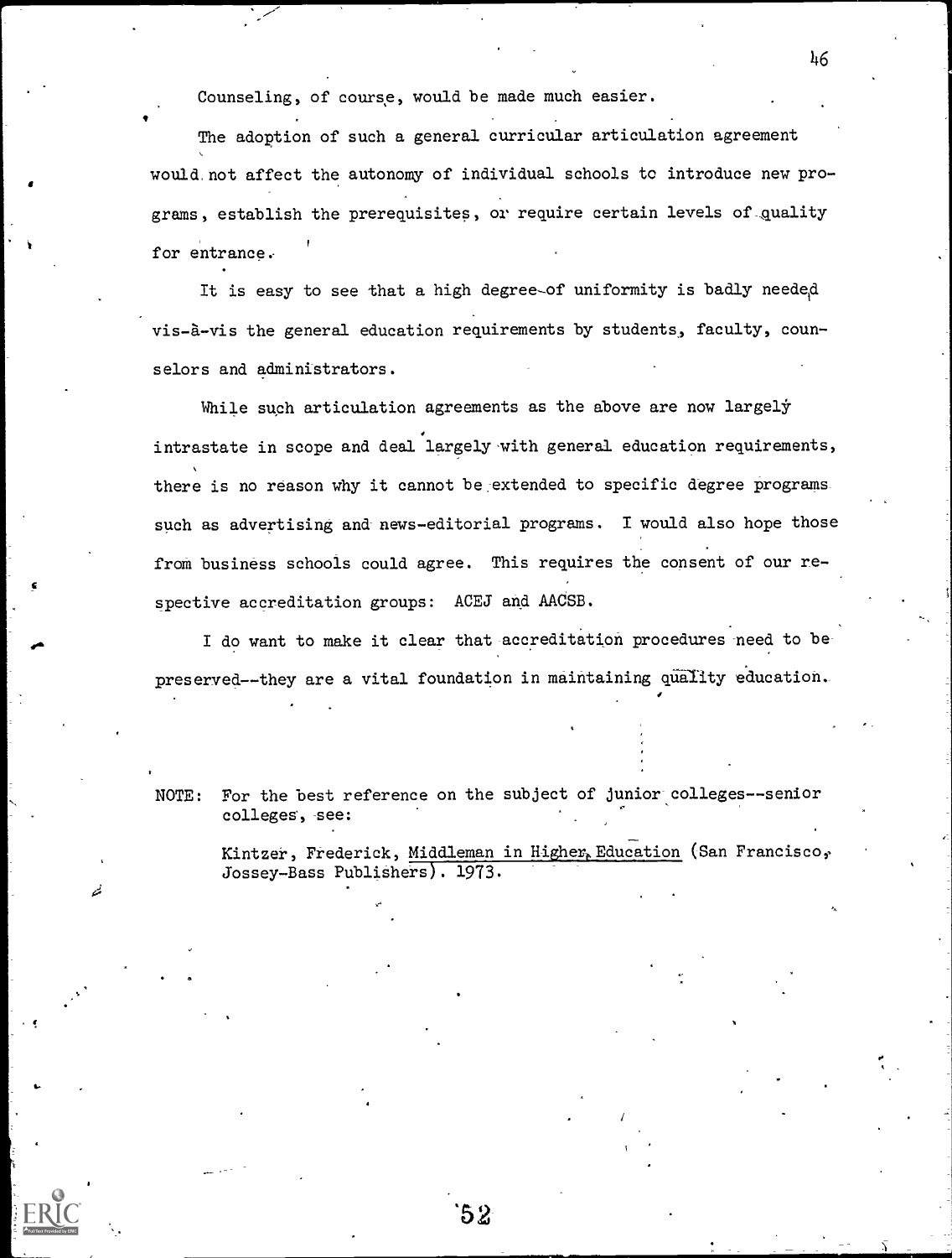Counseling, of course, would be made much easier.

The adoption of such a general curricular articulation agreement would not affect the autonomy of individual schools to introduce new programs, establish the prerequisites, or require certain levels of quality for entrance.

It is easy to see that a high degree of uniformity is badly needed vis-à-vis the general education requirements by students, faculty, counselors and administrators.

While such articulation agreements as the above are now largely intrastate in scope and deal largely with general education requirements, there is no reason why it cannot be extended to specific degree programs such as advertising and news-editorial programs. I would also hope those from business schools could agree. This requires the consent of our respective accreditation groups: ACEJ and AACSB.

I do want to make it clear that accreditation procedures need to be preserved--they are a vital foundation in maintaining quality education.

NOTE: For the best reference on the subject of junior colleges--senior colleges, see:

Kintzer, Frederick, Middleman in Higher Education (San Francisco, Jossey-Bass Publishers). 1973.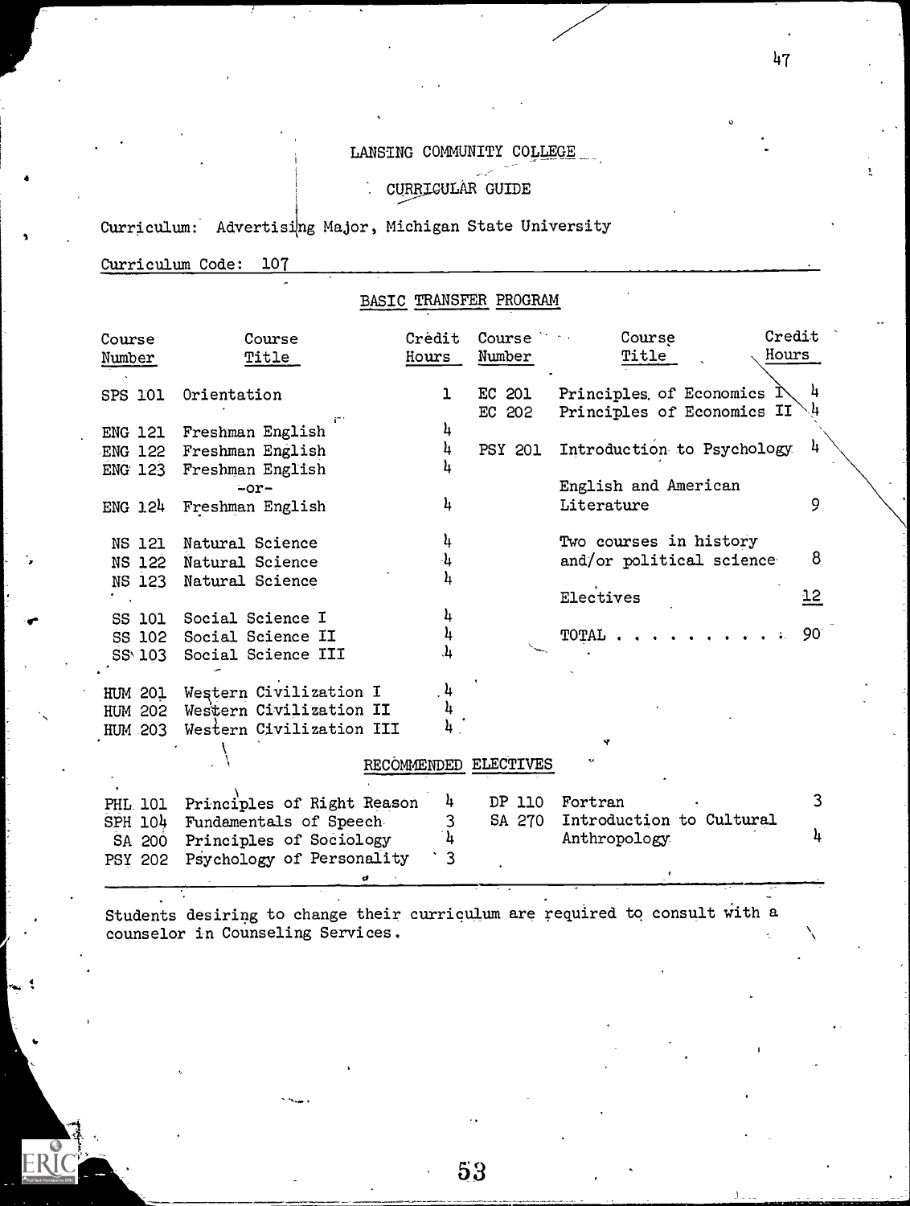# LANSING COMMUNITY COLLEGE

## CURRICULAR GUIDE

Curriculum: Advertising Major, Michigan State University

Curriculum Code: 107

### BASIC TRANSFER PROGRAM

| Course Number | Course Title | Credit Hours | Course Number | Course Title | Credit Hours |
|---|---|---|---|---|---|
| SPS 101 | Orientation | 1 | EC 201 | Principles of Economics I | 4 |
| | | | EC 202 | Principles of Economics II | 4 |
| ENG 121 | Freshman English | 4 | | | |
| ENG 122 | Freshman English | 4 | PSY 201 | Introduction to Psychology | 4 |
| ENG 123 | Freshman English | 4 | | | |
| | -or- | | | English and American Literature | 9 |
| ENG 124 | Freshman English | 4 | | | |
| NS 121 | Natural Science | 4 | | Two courses in history and/or political science | 8 |
| NS 122 | Natural Science | 4 | | | |
| NS 123 | Natural Science | 4 | | Electives | 12 |
| SS 101 | Social Science I | 4 | | | |
| SS 102 | Social Science II | 4 | | TOTAL . . . . . . . . . . | 90 |
| SS 103 | Social Science III | 4 | | | |
| HUM 201 | Western Civilization I | 4 | | | |
| HUM 202 | Western Civilization II | 4 | | | |
| HUM 203 | Western Civilization III | 4 | | | |

### RECOMMENDED ELECTIVES

| Course Number | Course Title | Credit Hours | Course Number | Course Title | Credit Hours |
|---|---|---|---|---|---|
| PHL 101 | Principles of Right Reason | 4 | DP 110 | Fortran | 3 |
| SPH 104 | Fundamentals of Speech | 3 | SA 270 | Introduction to Cultural Anthropology | 4 |
| SA 200 | Principles of Sociology | 4 | | | |
| PSY 202 | Psychology of Personality | 3 | | | |

Students desiring to change their curriculum are required to consult with a counselor in Counseling Services.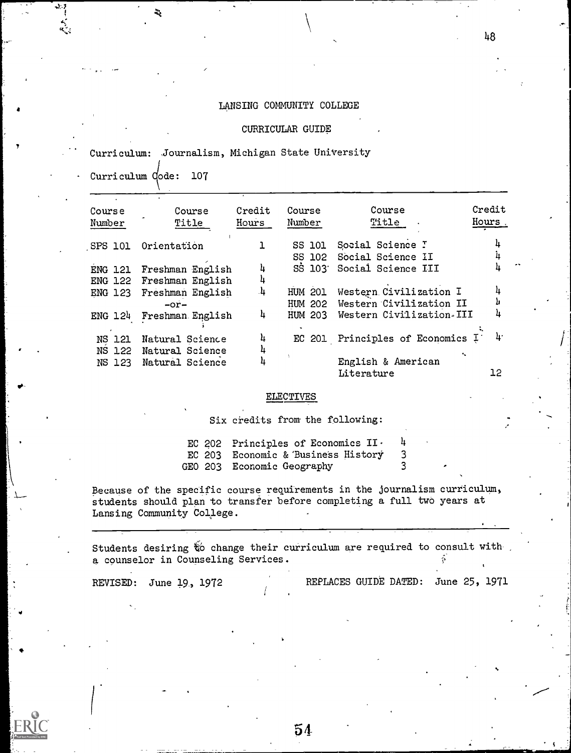# LANSING COMMUNITY COLLEGE

## CURRICULAR GUIDE

Curriculum: Journalism, Michigan State University

Curriculum Code: 107

| Course Number | Course Title | Credit Hours | Course Number | Course Title | Credit Hours |
|---|---|---|---|---|---|
| SPS 101 | Orientation | 1 | SS 101 | Social Science I | 4 |
| | | | SS 102 | Social Science II | 4 |
| ENG 121 | Freshman English | 4 | SS 103 | Social Science III | 4 |
| ENG 122 | Freshman English | 4 | | | |
| ENG 123 | Freshman English | 4 | HUM 201 | Western Civilization I | 4 |
| | -or- | | HUM 202 | Western Civilization II | 4 |
| ENG 124 | Freshman English | 4 | HUM 203 | Western Civilization III | 4 |
| NS 121 | Natural Science | 4 | EC 201 | Principles of Economics I | 4 |
| NS 122 | Natural Science | 4 | | | |
| NS 123 | Natural Science | 4 | | English & American Literature | 12 |

### ELECTIVES

Six credits from the following:

| | | |
|---|---|---|
| EC 202 | Principles of Economics II | 4 |
| EC 203 | Economic & Business History | 3 |
| GEO 203 | Economic Geography | 3 |

Because of the specific course requirements in the journalism curriculum, students should plan to transfer before completing a full two years at Lansing Community College.

Students desiring to change their curriculum are required to consult with a counselor in Counseling Services.

REVISED: June 19, 1972 REPLACES GUIDE DATED: June 25, 1971